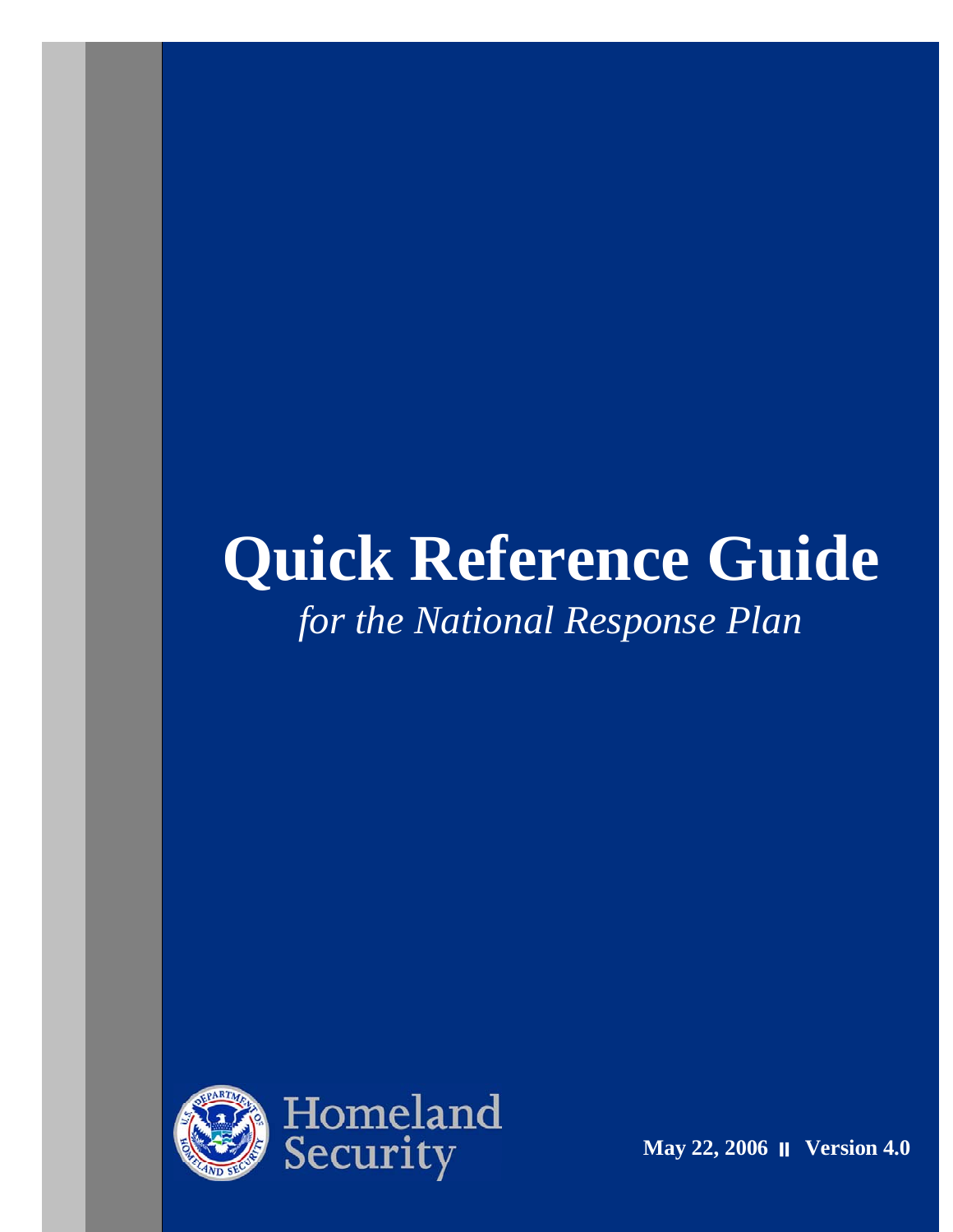# Quick Reference Guide

*for the National Response Plan*

Homeland Security

**May 22, 2006 ॥ Version 4.0**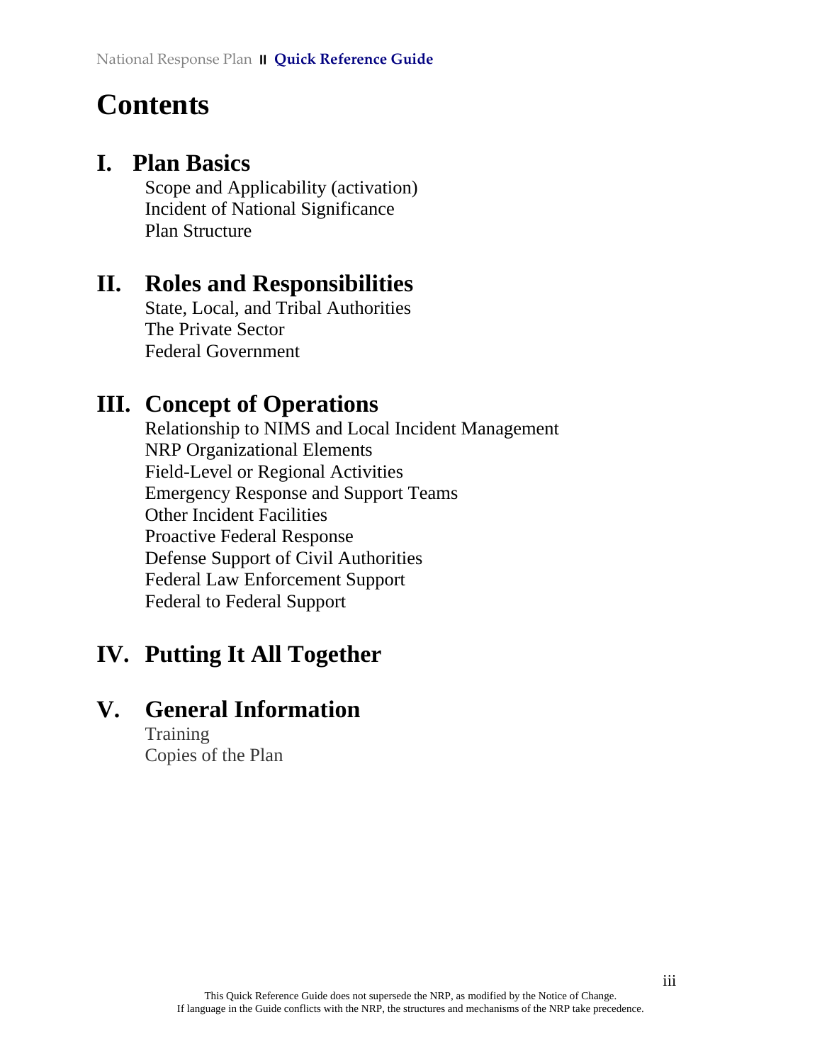# Contents

## I. Plan Basics

Scope and Applicability (activation)
Incident of National Significance
Plan Structure

## II. Roles and Responsibilities

State, Local, and Tribal Authorities
The Private Sector
Federal Government

## III. Concept of Operations

Relationship to NIMS and Local Incident Management
NRP Organizational Elements
Field-Level or Regional Activities
Emergency Response and Support Teams
Other Incident Facilities
Proactive Federal Response
Defense Support of Civil Authorities
Federal Law Enforcement Support
Federal to Federal Support

## IV. Putting It All Together

## V. General Information

Training
Copies of the Plan

This Quick Reference Guide does not supersede the NRP, as modified by the Notice of Change.
If language in the Guide conflicts with the NRP, the structures and mechanisms of the NRP take precedence.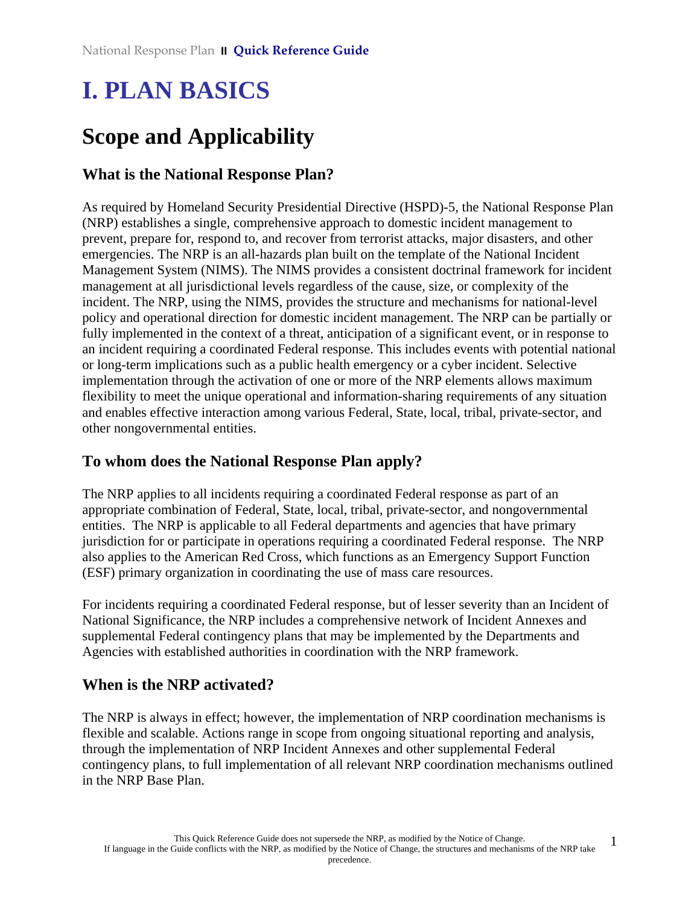# I. PLAN BASICS

## Scope and Applicability

### What is the National Response Plan?

As required by Homeland Security Presidential Directive (HSPD)-5, the National Response Plan (NRP) establishes a single, comprehensive approach to domestic incident management to prevent, prepare for, respond to, and recover from terrorist attacks, major disasters, and other emergencies. The NRP is an all-hazards plan built on the template of the National Incident Management System (NIMS). The NIMS provides a consistent doctrinal framework for incident management at all jurisdictional levels regardless of the cause, size, or complexity of the incident. The NRP, using the NIMS, provides the structure and mechanisms for national-level policy and operational direction for domestic incident management. The NRP can be partially or fully implemented in the context of a threat, anticipation of a significant event, or in response to an incident requiring a coordinated Federal response. This includes events with potential national or long-term implications such as a public health emergency or a cyber incident. Selective implementation through the activation of one or more of the NRP elements allows maximum flexibility to meet the unique operational and information-sharing requirements of any situation and enables effective interaction among various Federal, State, local, tribal, private-sector, and other nongovernmental entities.

### To whom does the National Response Plan apply?

The NRP applies to all incidents requiring a coordinated Federal response as part of an appropriate combination of Federal, State, local, tribal, private-sector, and nongovernmental entities. The NRP is applicable to all Federal departments and agencies that have primary jurisdiction for or participate in operations requiring a coordinated Federal response. The NRP also applies to the American Red Cross, which functions as an Emergency Support Function (ESF) primary organization in coordinating the use of mass care resources.

For incidents requiring a coordinated Federal response, but of lesser severity than an Incident of National Significance, the NRP includes a comprehensive network of Incident Annexes and supplemental Federal contingency plans that may be implemented by the Departments and Agencies with established authorities in coordination with the NRP framework.

### When is the NRP activated?

The NRP is always in effect; however, the implementation of NRP coordination mechanisms is flexible and scalable. Actions range in scope from ongoing situational reporting and analysis, through the implementation of NRP Incident Annexes and other supplemental Federal contingency plans, to full implementation of all relevant NRP coordination mechanisms outlined in the NRP Base Plan.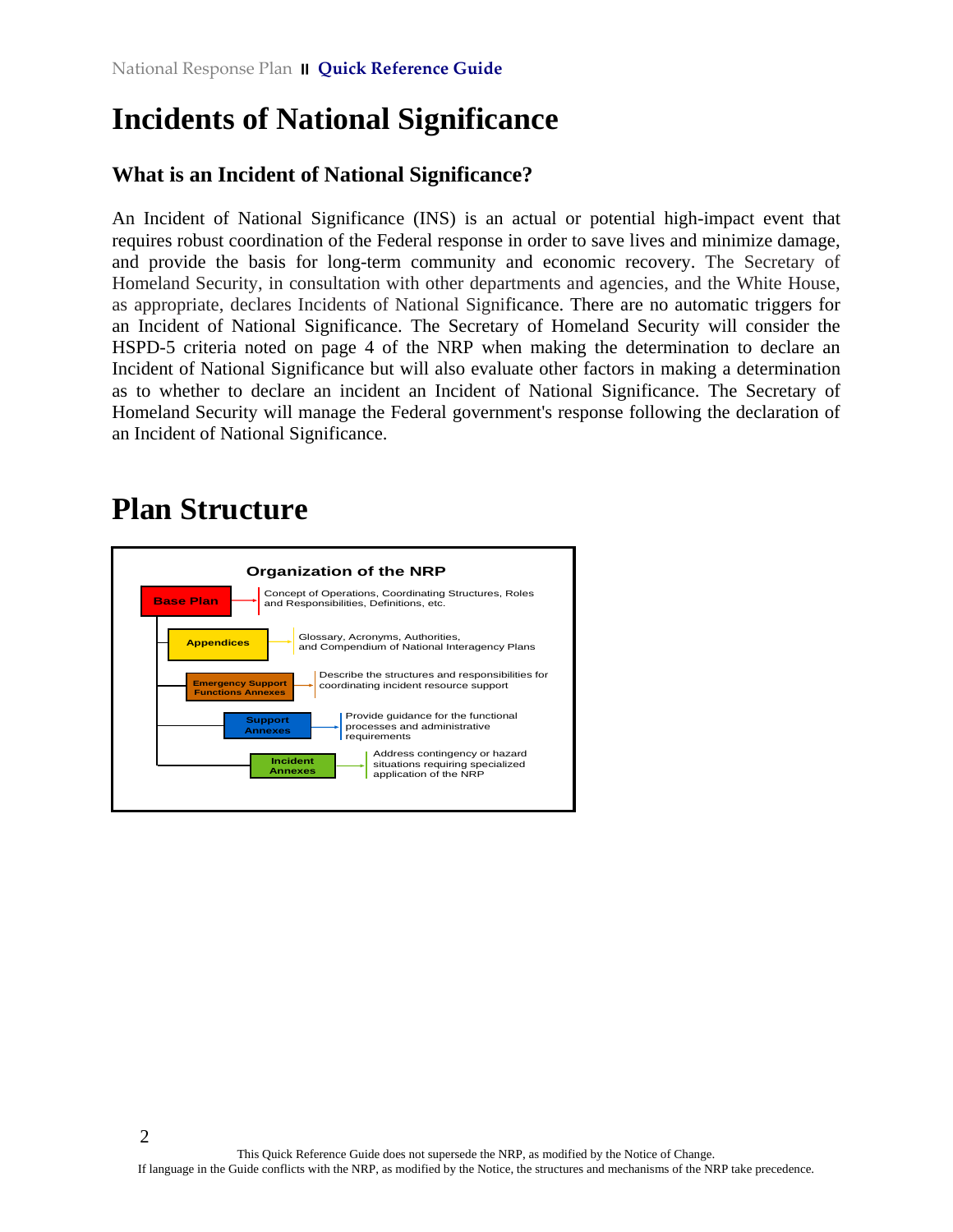# Incidents of National Significance

## What is an Incident of National Significance?

An Incident of National Significance (INS) is an actual or potential high-impact event that requires robust coordination of the Federal response in order to save lives and minimize damage, and provide the basis for long-term community and economic recovery. The Secretary of Homeland Security, in consultation with other departments and agencies, and the White House, as appropriate, declares Incidents of National Significance. There are no automatic triggers for an Incident of National Significance. The Secretary of Homeland Security will consider the HSPD-5 criteria noted on page 4 of the NRP when making the determination to declare an Incident of National Significance but will also evaluate other factors in making a determination as to whether to declare an incident an Incident of National Significance. The Secretary of Homeland Security will manage the Federal government's response following the declaration of an Incident of National Significance.

# Plan Structure

**Organization of the NRP**

| Component | Description |
| --- | --- |
| Base Plan | Concept of Operations, Coordinating Structures, Roles and Responsibilities, Definitions, etc. |
| Appendices | Glossary, Acronyms, Authorities, and Compendium of National Interagency Plans |
| Emergency Support Functions Annexes | Describe the structures and responsibilities for coordinating incident resource support |
| Support Annexes | Provide guidance for the functional processes and administrative requirements |
| Incident Annexes | Address contingency or hazard situations requiring specialized application of the NRP |

This Quick Reference Guide does not supersede the NRP, as modified by the Notice of Change.
If language in the Guide conflicts with the NRP, as modified by the Notice, the structures and mechanisms of the NRP take precedence.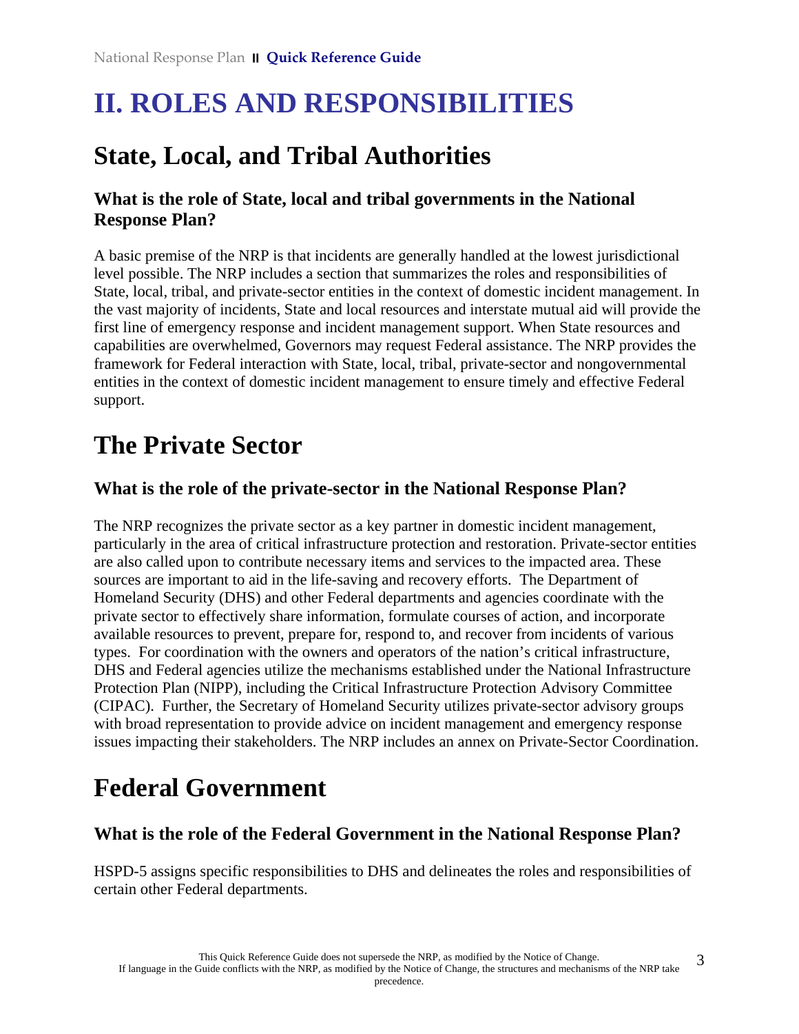# II. ROLES AND RESPONSIBILITIES

## State, Local, and Tribal Authorities

### What is the role of State, local and tribal governments in the National Response Plan?

A basic premise of the NRP is that incidents are generally handled at the lowest jurisdictional level possible. The NRP includes a section that summarizes the roles and responsibilities of State, local, tribal, and private-sector entities in the context of domestic incident management. In the vast majority of incidents, State and local resources and interstate mutual aid will provide the first line of emergency response and incident management support. When State resources and capabilities are overwhelmed, Governors may request Federal assistance. The NRP provides the framework for Federal interaction with State, local, tribal, private-sector and nongovernmental entities in the context of domestic incident management to ensure timely and effective Federal support.

## The Private Sector

### What is the role of the private-sector in the National Response Plan?

The NRP recognizes the private sector as a key partner in domestic incident management, particularly in the area of critical infrastructure protection and restoration. Private-sector entities are also called upon to contribute necessary items and services to the impacted area. These sources are important to aid in the life-saving and recovery efforts. The Department of Homeland Security (DHS) and other Federal departments and agencies coordinate with the private sector to effectively share information, formulate courses of action, and incorporate available resources to prevent, prepare for, respond to, and recover from incidents of various types. For coordination with the owners and operators of the nation's critical infrastructure, DHS and Federal agencies utilize the mechanisms established under the National Infrastructure Protection Plan (NIPP), including the Critical Infrastructure Protection Advisory Committee (CIPAC). Further, the Secretary of Homeland Security utilizes private-sector advisory groups with broad representation to provide advice on incident management and emergency response issues impacting their stakeholders. The NRP includes an annex on Private-Sector Coordination.

## Federal Government

### What is the role of the Federal Government in the National Response Plan?

HSPD-5 assigns specific responsibilities to DHS and delineates the roles and responsibilities of certain other Federal departments.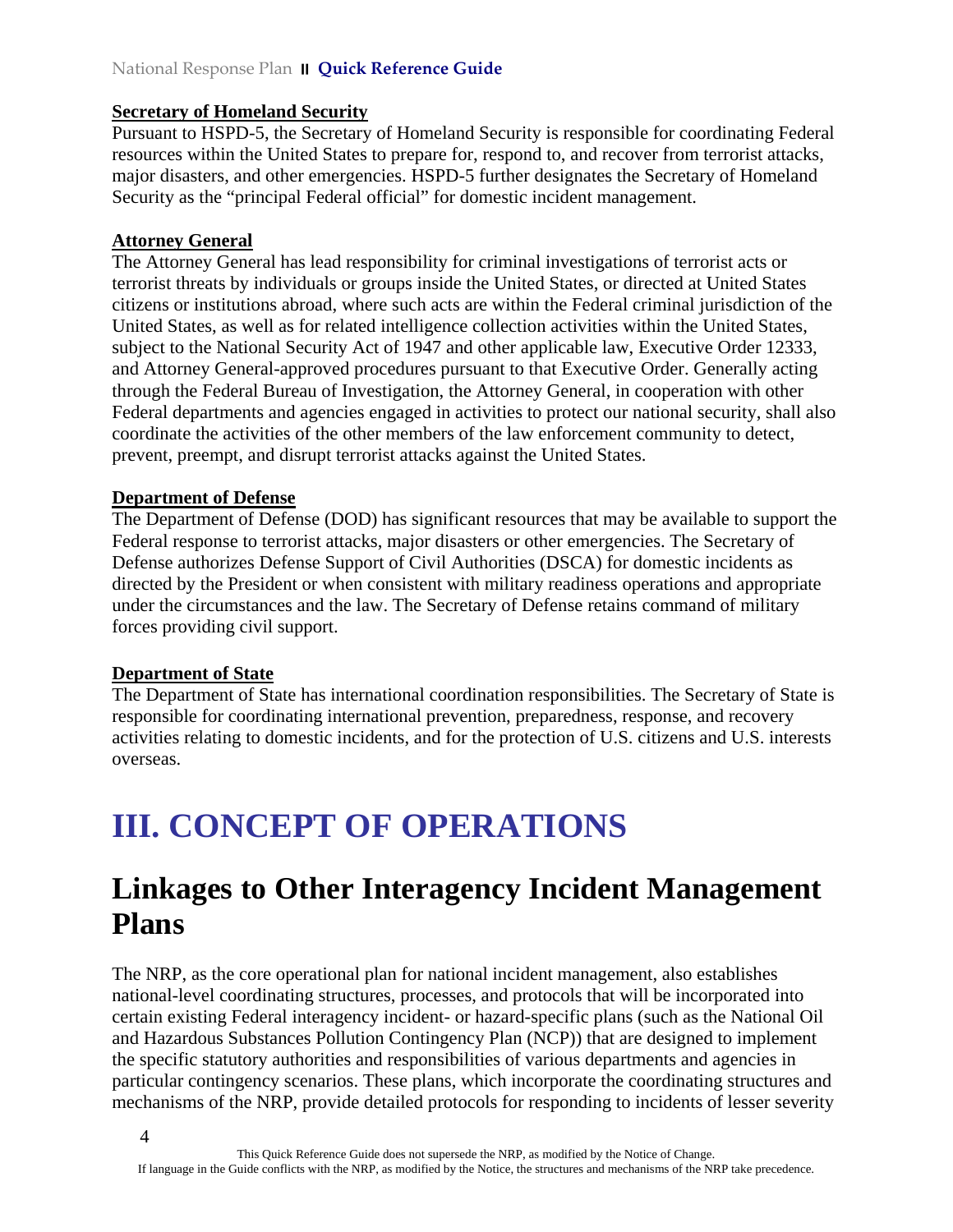**Secretary of Homeland Security**

Pursuant to HSPD-5, the Secretary of Homeland Security is responsible for coordinating Federal resources within the United States to prepare for, respond to, and recover from terrorist attacks, major disasters, and other emergencies. HSPD-5 further designates the Secretary of Homeland Security as the "principal Federal official" for domestic incident management.

**Attorney General**

The Attorney General has lead responsibility for criminal investigations of terrorist acts or terrorist threats by individuals or groups inside the United States, or directed at United States citizens or institutions abroad, where such acts are within the Federal criminal jurisdiction of the United States, as well as for related intelligence collection activities within the United States, subject to the National Security Act of 1947 and other applicable law, Executive Order 12333, and Attorney General-approved procedures pursuant to that Executive Order. Generally acting through the Federal Bureau of Investigation, the Attorney General, in cooperation with other Federal departments and agencies engaged in activities to protect our national security, shall also coordinate the activities of the other members of the law enforcement community to detect, prevent, preempt, and disrupt terrorist attacks against the United States.

**Department of Defense**

The Department of Defense (DOD) has significant resources that may be available to support the Federal response to terrorist attacks, major disasters or other emergencies. The Secretary of Defense authorizes Defense Support of Civil Authorities (DSCA) for domestic incidents as directed by the President or when consistent with military readiness operations and appropriate under the circumstances and the law. The Secretary of Defense retains command of military forces providing civil support.

**Department of State**

The Department of State has international coordination responsibilities. The Secretary of State is responsible for coordinating international prevention, preparedness, response, and recovery activities relating to domestic incidents, and for the protection of U.S. citizens and U.S. interests overseas.

# III. CONCEPT OF OPERATIONS

## Linkages to Other Interagency Incident Management Plans

The NRP, as the core operational plan for national incident management, also establishes national-level coordinating structures, processes, and protocols that will be incorporated into certain existing Federal interagency incident- or hazard-specific plans (such as the National Oil and Hazardous Substances Pollution Contingency Plan (NCP)) that are designed to implement the specific statutory authorities and responsibilities of various departments and agencies in particular contingency scenarios. These plans, which incorporate the coordinating structures and mechanisms of the NRP, provide detailed protocols for responding to incidents of lesser severity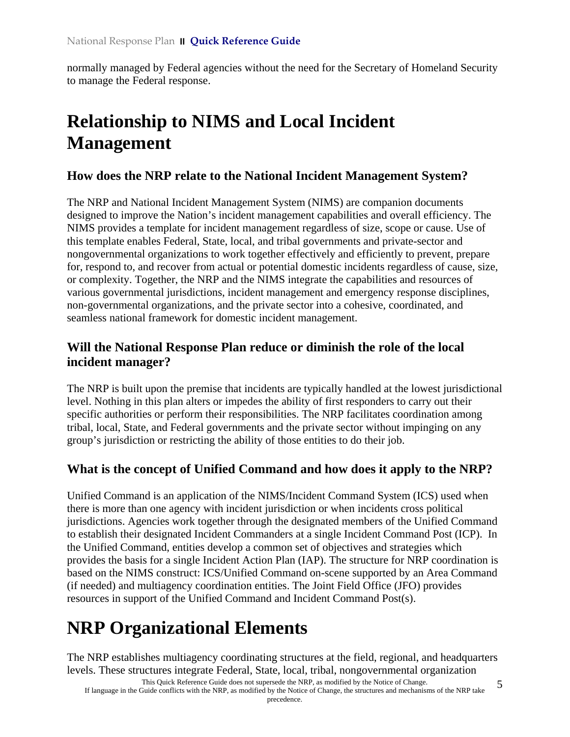normally managed by Federal agencies without the need for the Secretary of Homeland Security to manage the Federal response.

# Relationship to NIMS and Local Incident Management

### How does the NRP relate to the National Incident Management System?

The NRP and National Incident Management System (NIMS) are companion documents designed to improve the Nation's incident management capabilities and overall efficiency. The NIMS provides a template for incident management regardless of size, scope or cause. Use of this template enables Federal, State, local, and tribal governments and private-sector and nongovernmental organizations to work together effectively and efficiently to prevent, prepare for, respond to, and recover from actual or potential domestic incidents regardless of cause, size, or complexity. Together, the NRP and the NIMS integrate the capabilities and resources of various governmental jurisdictions, incident management and emergency response disciplines, non-governmental organizations, and the private sector into a cohesive, coordinated, and seamless national framework for domestic incident management.

### Will the National Response Plan reduce or diminish the role of the local incident manager?

The NRP is built upon the premise that incidents are typically handled at the lowest jurisdictional level. Nothing in this plan alters or impedes the ability of first responders to carry out their specific authorities or perform their responsibilities. The NRP facilitates coordination among tribal, local, State, and Federal governments and the private sector without impinging on any group's jurisdiction or restricting the ability of those entities to do their job.

### What is the concept of Unified Command and how does it apply to the NRP?

Unified Command is an application of the NIMS/Incident Command System (ICS) used when there is more than one agency with incident jurisdiction or when incidents cross political jurisdictions. Agencies work together through the designated members of the Unified Command to establish their designated Incident Commanders at a single Incident Command Post (ICP). In the Unified Command, entities develop a common set of objectives and strategies which provides the basis for a single Incident Action Plan (IAP). The structure for NRP coordination is based on the NIMS construct: ICS/Unified Command on-scene supported by an Area Command (if needed) and multiagency coordination entities. The Joint Field Office (JFO) provides resources in support of the Unified Command and Incident Command Post(s).

# NRP Organizational Elements

The NRP establishes multiagency coordinating structures at the field, regional, and headquarters levels. These structures integrate Federal, State, local, tribal, nongovernmental organization

This Quick Reference Guide does not supersede the NRP, as modified by the Notice of Change.
If language in the Guide conflicts with the NRP, as modified by the Notice of Change, the structures and mechanisms of the NRP take precedence.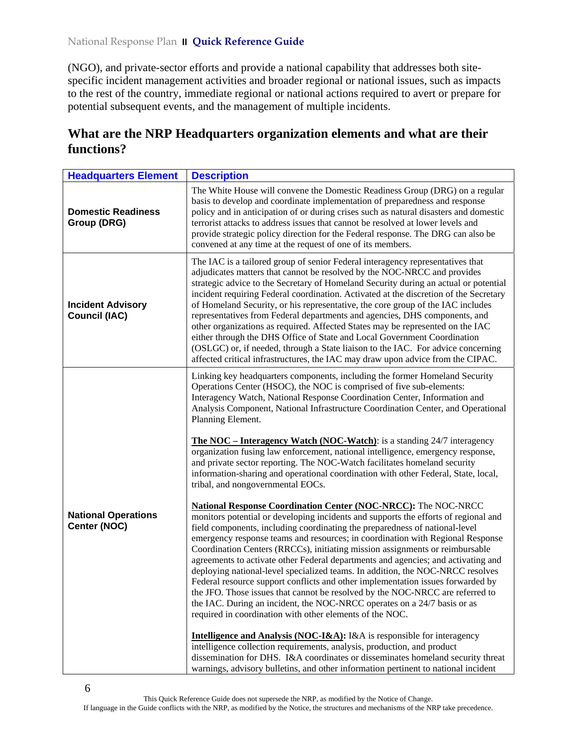(NGO), and private-sector efforts and provide a national capability that addresses both site-specific incident management activities and broader regional or national issues, such as impacts to the rest of the country, immediate regional or national actions required to avert or prepare for potential subsequent events, and the management of multiple incidents.

## What are the NRP Headquarters organization elements and what are their functions?

| Headquarters Element | Description |
|---|---|
| **Domestic Readiness Group (DRG)** | The White House will convene the Domestic Readiness Group (DRG) on a regular basis to develop and coordinate implementation of preparedness and response policy and in anticipation of or during crises such as natural disasters and domestic terrorist attacks to address issues that cannot be resolved at lower levels and provide strategic policy direction for the Federal response. The DRG can also be convened at any time at the request of one of its members. |
| **Incident Advisory Council (IAC)** | The IAC is a tailored group of senior Federal interagency representatives that adjudicates matters that cannot be resolved by the NOC-NRCC and provides strategic advice to the Secretary of Homeland Security during an actual or potential incident requiring Federal coordination. Activated at the discretion of the Secretary of Homeland Security, or his representative, the core group of the IAC includes representatives from Federal departments and agencies, DHS components, and other organizations as required. Affected States may be represented on the IAC either through the DHS Office of State and Local Government Coordination (OSLGC) or, if needed, through a State liaison to the IAC. For advice concerning affected critical infrastructures, the IAC may draw upon advice from the CIPAC. |
| **National Operations Center (NOC)** | Linking key headquarters components, including the former Homeland Security Operations Center (HSOC), the NOC is comprised of five sub-elements: Interagency Watch, National Response Coordination Center, Information and Analysis Component, National Infrastructure Coordination Center, and Operational Planning Element.<br><br>**The NOC – Interagency Watch (NOC-Watch)**: is a standing 24/7 interagency organization fusing law enforcement, national intelligence, emergency response, and private sector reporting. The NOC-Watch facilitates homeland security information-sharing and operational coordination with other Federal, State, local, tribal, and nongovernmental EOCs.<br><br>**National Response Coordination Center (NOC-NRCC):** The NOC-NRCC monitors potential or developing incidents and supports the efforts of regional and field components, including coordinating the preparedness of national-level emergency response teams and resources; in coordination with Regional Response Coordination Centers (RRCCs), initiating mission assignments or reimbursable agreements to activate other Federal departments and agencies; and activating and deploying national-level specialized teams. In addition, the NOC-NRCC resolves Federal resource support conflicts and other implementation issues forwarded by the JFO. Those issues that cannot be resolved by the NOC-NRCC are referred to the IAC. During an incident, the NOC-NRCC operates on a 24/7 basis or as required in coordination with other elements of the NOC.<br><br>**Intelligence and Analysis (NOC-I&A):** I&A is responsible for interagency intelligence collection requirements, analysis, production, and product dissemination for DHS. I&A coordinates or disseminates homeland security threat warnings, advisory bulletins, and other information pertinent to national incident |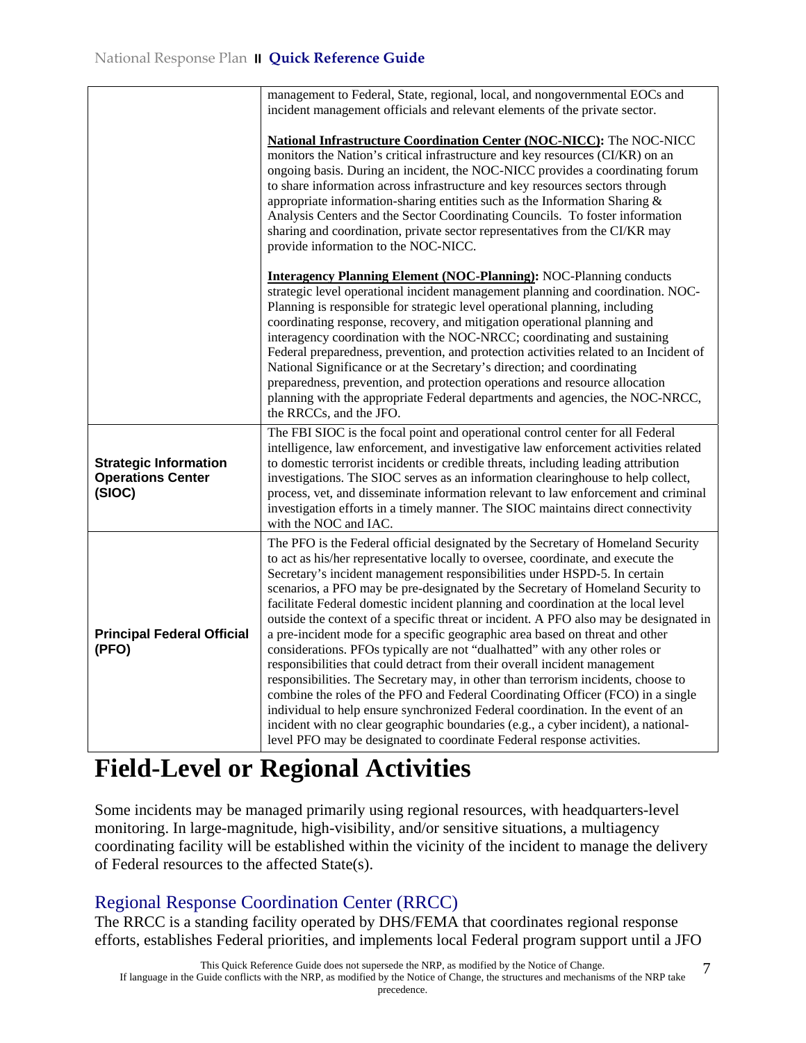| | |
|---|---|
| | management to Federal, State, regional, local, and nongovernmental EOCs and incident management officials and relevant elements of the private sector.<br><br>**National Infrastructure Coordination Center (NOC-NICC):** The NOC-NICC monitors the Nation's critical infrastructure and key resources (CI/KR) on an ongoing basis. During an incident, the NOC-NICC provides a coordinating forum to share information across infrastructure and key resources sectors through appropriate information-sharing entities such as the Information Sharing & Analysis Centers and the Sector Coordinating Councils. To foster information sharing and coordination, private sector representatives from the CI/KR may provide information to the NOC-NICC.<br><br>**Interagency Planning Element (NOC-Planning):** NOC-Planning conducts strategic level operational incident management planning and coordination. NOC-Planning is responsible for strategic level operational planning, including coordinating response, recovery, and mitigation operational planning and interagency coordination with the NOC-NRCC; coordinating and sustaining Federal preparedness, prevention, and protection activities related to an Incident of National Significance or at the Secretary's direction; and coordinating preparedness, prevention, and protection operations and resource allocation planning with the appropriate Federal departments and agencies, the NOC-NRCC, the RRCCs, and the JFO. |
| **Strategic Information Operations Center (SIOC)** | The FBI SIOC is the focal point and operational control center for all Federal intelligence, law enforcement, and investigative law enforcement activities related to domestic terrorist incidents or credible threats, including leading attribution investigations. The SIOC serves as an information clearinghouse to help collect, process, vet, and disseminate information relevant to law enforcement and criminal investigation efforts in a timely manner. The SIOC maintains direct connectivity with the NOC and IAC. |
| **Principal Federal Official (PFO)** | The PFO is the Federal official designated by the Secretary of Homeland Security to act as his/her representative locally to oversee, coordinate, and execute the Secretary's incident management responsibilities under HSPD-5. In certain scenarios, a PFO may be pre-designated by the Secretary of Homeland Security to facilitate Federal domestic incident planning and coordination at the local level outside the context of a specific threat or incident. A PFO also may be designated in a pre-incident mode for a specific geographic area based on threat and other considerations. PFOs typically are not "dualhatted" with any other roles or responsibilities that could detract from their overall incident management responsibilities. The Secretary may, in other than terrorism incidents, choose to combine the roles of the PFO and Federal Coordinating Officer (FCO) in a single individual to help ensure synchronized Federal coordination. In the event of an incident with no clear geographic boundaries (e.g., a cyber incident), a national-level PFO may be designated to coordinate Federal response activities. |

# Field-Level or Regional Activities

Some incidents may be managed primarily using regional resources, with headquarters-level monitoring. In large-magnitude, high-visibility, and/or sensitive situations, a multiagency coordinating facility will be established within the vicinity of the incident to manage the delivery of Federal resources to the affected State(s).

## Regional Response Coordination Center (RRCC)

The RRCC is a standing facility operated by DHS/FEMA that coordinates regional response efforts, establishes Federal priorities, and implements local Federal program support until a JFO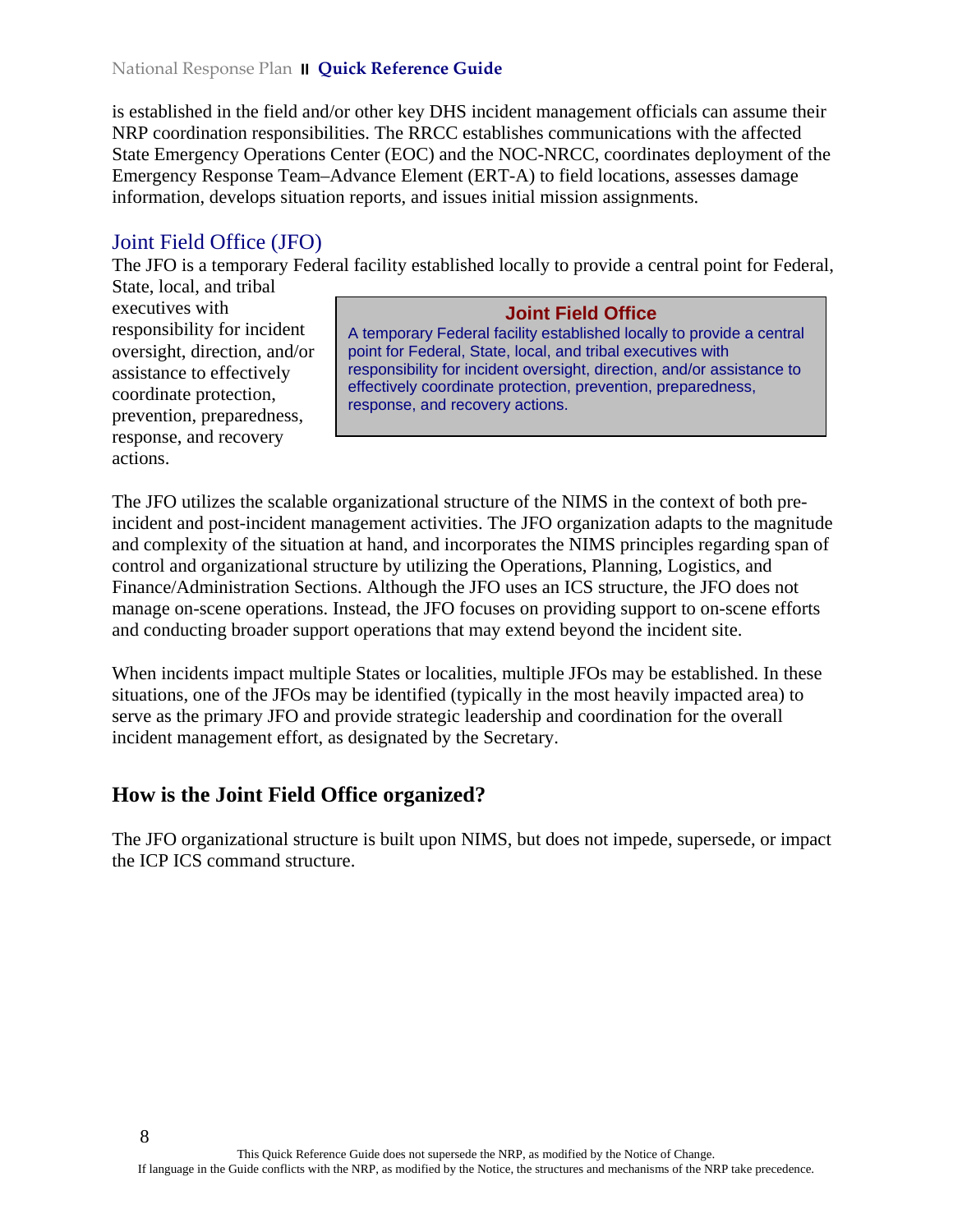is established in the field and/or other key DHS incident management officials can assume their NRP coordination responsibilities. The RRCC establishes communications with the affected State Emergency Operations Center (EOC) and the NOC-NRCC, coordinates deployment of the Emergency Response Team–Advance Element (ERT-A) to field locations, assesses damage information, develops situation reports, and issues initial mission assignments.

## Joint Field Office (JFO)

The JFO is a temporary Federal facility established locally to provide a central point for Federal, State, local, and tribal executives with responsibility for incident oversight, direction, and/or assistance to effectively coordinate protection, prevention, preparedness, response, and recovery actions.

> **Joint Field Office**
>
> A temporary Federal facility established locally to provide a central point for Federal, State, local, and tribal executives with responsibility for incident oversight, direction, and/or assistance to effectively coordinate protection, prevention, preparedness, response, and recovery actions.

The JFO utilizes the scalable organizational structure of the NIMS in the context of both pre-incident and post-incident management activities. The JFO organization adapts to the magnitude and complexity of the situation at hand, and incorporates the NIMS principles regarding span of control and organizational structure by utilizing the Operations, Planning, Logistics, and Finance/Administration Sections. Although the JFO uses an ICS structure, the JFO does not manage on-scene operations. Instead, the JFO focuses on providing support to on-scene efforts and conducting broader support operations that may extend beyond the incident site.

When incidents impact multiple States or localities, multiple JFOs may be established. In these situations, one of the JFOs may be identified (typically in the most heavily impacted area) to serve as the primary JFO and provide strategic leadership and coordination for the overall incident management effort, as designated by the Secretary.

## How is the Joint Field Office organized?

The JFO organizational structure is built upon NIMS, but does not impede, supersede, or impact the ICP ICS command structure.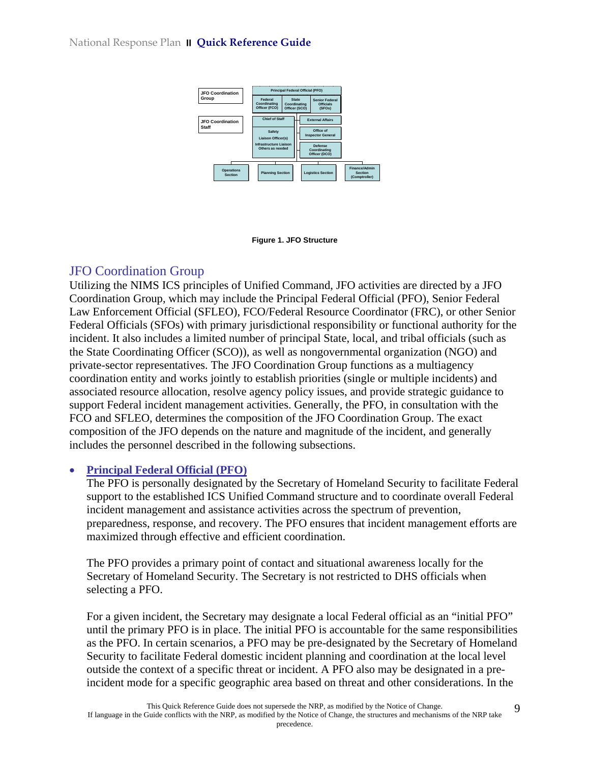Figure 1. JFO Structure

## JFO Coordination Group

Utilizing the NIMS ICS principles of Unified Command, JFO activities are directed by a JFO Coordination Group, which may include the Principal Federal Official (PFO), Senior Federal Law Enforcement Official (SFLEO), FCO/Federal Resource Coordinator (FRC), or other Senior Federal Officials (SFOs) with primary jurisdictional responsibility or functional authority for the incident. It also includes a limited number of principal State, local, and tribal officials (such as the State Coordinating Officer (SCO)), as well as nongovernmental organization (NGO) and private-sector representatives. The JFO Coordination Group functions as a multiagency coordination entity and works jointly to establish priorities (single or multiple incidents) and associated resource allocation, resolve agency policy issues, and provide strategic guidance to support Federal incident management activities. Generally, the PFO, in consultation with the FCO and SFLEO, determines the composition of the JFO Coordination Group. The exact composition of the JFO depends on the nature and magnitude of the incident, and generally includes the personnel described in the following subsections.

- **Principal Federal Official (PFO)**
  The PFO is personally designated by the Secretary of Homeland Security to facilitate Federal support to the established ICS Unified Command structure and to coordinate overall Federal incident management and assistance activities across the spectrum of prevention, preparedness, response, and recovery. The PFO ensures that incident management efforts are maximized through effective and efficient coordination.

  The PFO provides a primary point of contact and situational awareness locally for the Secretary of Homeland Security. The Secretary is not restricted to DHS officials when selecting a PFO.

  For a given incident, the Secretary may designate a local Federal official as an “initial PFO” until the primary PFO is in place. The initial PFO is accountable for the same responsibilities as the PFO. In certain scenarios, a PFO may be pre-designated by the Secretary of Homeland Security to facilitate Federal domestic incident planning and coordination at the local level outside the context of a specific threat or incident. A PFO also may be designated in a pre-incident mode for a specific geographic area based on threat and other considerations. In the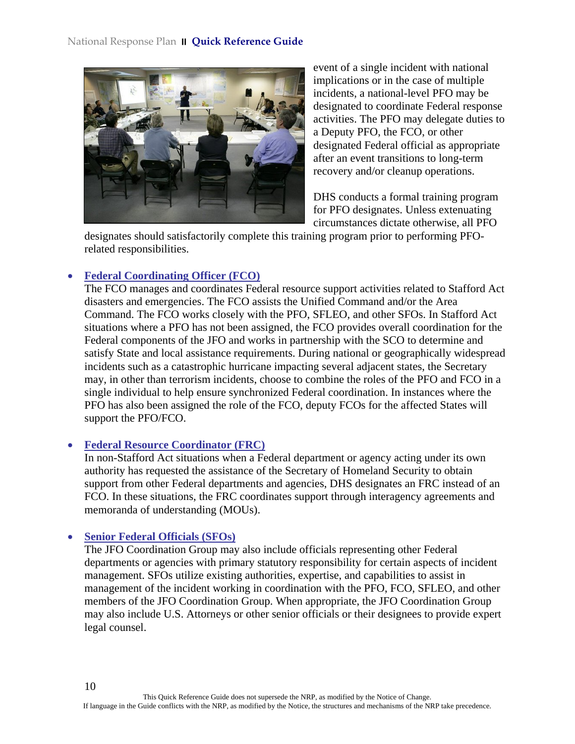event of a single incident with national implications or in the case of multiple incidents, a national-level PFO may be designated to coordinate Federal response activities. The PFO may delegate duties to a Deputy PFO, the FCO, or other designated Federal official as appropriate after an event transitions to long-term recovery and/or cleanup operations.

DHS conducts a formal training program for PFO designates. Unless extenuating circumstances dictate otherwise, all PFO designates should satisfactorily complete this training program prior to performing PFO-related responsibilities.

- **Federal Coordinating Officer (FCO)**
  The FCO manages and coordinates Federal resource support activities related to Stafford Act disasters and emergencies. The FCO assists the Unified Command and/or the Area Command. The FCO works closely with the PFO, SFLEO, and other SFOs. In Stafford Act situations where a PFO has not been assigned, the FCO provides overall coordination for the Federal components of the JFO and works in partnership with the SCO to determine and satisfy State and local assistance requirements. During national or geographically widespread incidents such as a catastrophic hurricane impacting several adjacent states, the Secretary may, in other than terrorism incidents, choose to combine the roles of the PFO and FCO in a single individual to help ensure synchronized Federal coordination. In instances where the PFO has also been assigned the role of the FCO, deputy FCOs for the affected States will support the PFO/FCO.

- **Federal Resource Coordinator (FRC)**
  In non-Stafford Act situations when a Federal department or agency acting under its own authority has requested the assistance of the Secretary of Homeland Security to obtain support from other Federal departments and agencies, DHS designates an FRC instead of an FCO. In these situations, the FRC coordinates support through interagency agreements and memoranda of understanding (MOUs).

- **Senior Federal Officials (SFOs)**
  The JFO Coordination Group may also include officials representing other Federal departments or agencies with primary statutory responsibility for certain aspects of incident management. SFOs utilize existing authorities, expertise, and capabilities to assist in management of the incident working in coordination with the PFO, FCO, SFLEO, and other members of the JFO Coordination Group. When appropriate, the JFO Coordination Group may also include U.S. Attorneys or other senior officials or their designees to provide expert legal counsel.

This Quick Reference Guide does not supersede the NRP, as modified by the Notice of Change.
If language in the Guide conflicts with the NRP, as modified by the Notice, the structures and mechanisms of the NRP take precedence.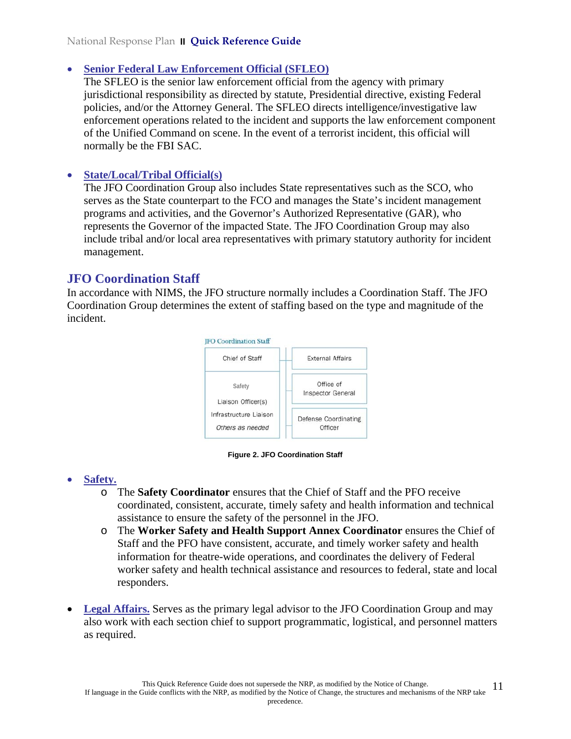- **Senior Federal Law Enforcement Official (SFLEO)**
  The SFLEO is the senior law enforcement official from the agency with primary jurisdictional responsibility as directed by statute, Presidential directive, existing Federal policies, and/or the Attorney General. The SFLEO directs intelligence/investigative law enforcement operations related to the incident and supports the law enforcement component of the Unified Command on scene. In the event of a terrorist incident, this official will normally be the FBI SAC.

- **State/Local/Tribal Official(s)**
  The JFO Coordination Group also includes State representatives such as the SCO, who serves as the State counterpart to the FCO and manages the State's incident management programs and activities, and the Governor's Authorized Representative (GAR), who represents the Governor of the impacted State. The JFO Coordination Group may also include tribal and/or local area representatives with primary statutory authority for incident management.

## JFO Coordination Staff

In accordance with NIMS, the JFO structure normally includes a Coordination Staff. The JFO Coordination Group determines the extent of staffing based on the type and magnitude of the incident.

JFO Coordination Staff

| | |
|---|---|
| Chief of Staff | External Affairs |
| Safety<br>Liaison Officer(s)<br>Infrastructure Liaison<br>*Others as needed* | Office of Inspector General |
| | Defense Coordinating Officer |

**Figure 2. JFO Coordination Staff**

- **Safety.**
  - The **Safety Coordinator** ensures that the Chief of Staff and the PFO receive coordinated, consistent, accurate, timely safety and health information and technical assistance to ensure the safety of the personnel in the JFO.
  - The **Worker Safety and Health Support Annex Coordinator** ensures the Chief of Staff and the PFO have consistent, accurate, and timely worker safety and health information for theatre-wide operations, and coordinates the delivery of Federal worker safety and health technical assistance and resources to federal, state and local responders.

- **Legal Affairs.** Serves as the primary legal advisor to the JFO Coordination Group and may also work with each section chief to support programmatic, logistical, and personnel matters as required.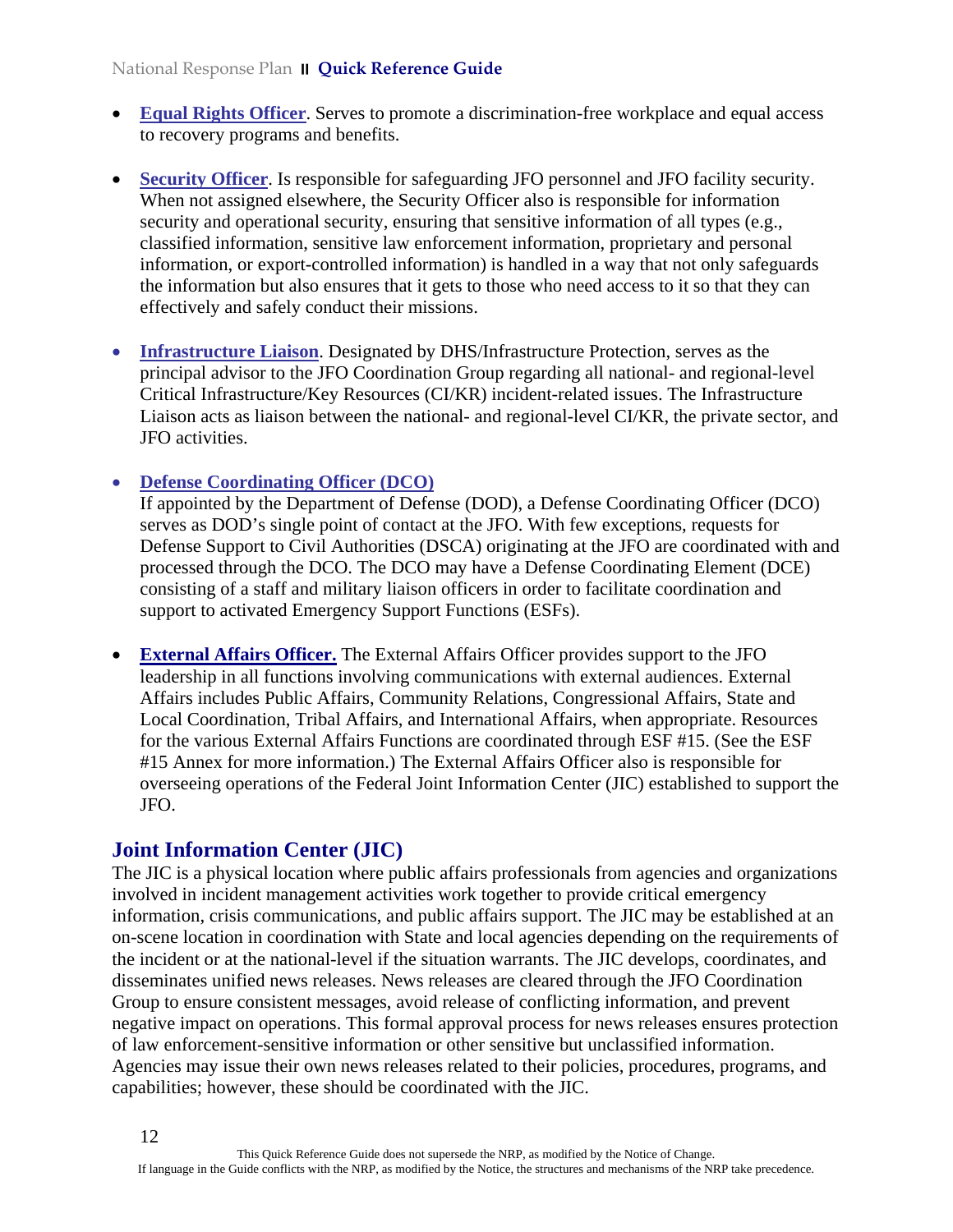- **Equal Rights Officer**. Serves to promote a discrimination-free workplace and equal access to recovery programs and benefits.

- **Security Officer**. Is responsible for safeguarding JFO personnel and JFO facility security. When not assigned elsewhere, the Security Officer also is responsible for information security and operational security, ensuring that sensitive information of all types (e.g., classified information, sensitive law enforcement information, proprietary and personal information, or export-controlled information) is handled in a way that not only safeguards the information but also ensures that it gets to those who need access to it so that they can effectively and safely conduct their missions.

- **Infrastructure Liaison**. Designated by DHS/Infrastructure Protection, serves as the principal advisor to the JFO Coordination Group regarding all national- and regional-level Critical Infrastructure/Key Resources (CI/KR) incident-related issues. The Infrastructure Liaison acts as liaison between the national- and regional-level CI/KR, the private sector, and JFO activities.

- **Defense Coordinating Officer (DCO)**
  If appointed by the Department of Defense (DOD), a Defense Coordinating Officer (DCO) serves as DOD's single point of contact at the JFO. With few exceptions, requests for Defense Support to Civil Authorities (DSCA) originating at the JFO are coordinated with and processed through the DCO. The DCO may have a Defense Coordinating Element (DCE) consisting of a staff and military liaison officers in order to facilitate coordination and support to activated Emergency Support Functions (ESFs).

- **External Affairs Officer.** The External Affairs Officer provides support to the JFO leadership in all functions involving communications with external audiences. External Affairs includes Public Affairs, Community Relations, Congressional Affairs, State and Local Coordination, Tribal Affairs, and International Affairs, when appropriate. Resources for the various External Affairs Functions are coordinated through ESF #15. (See the ESF #15 Annex for more information.) The External Affairs Officer also is responsible for overseeing operations of the Federal Joint Information Center (JIC) established to support the JFO.

## Joint Information Center (JIC)

The JIC is a physical location where public affairs professionals from agencies and organizations involved in incident management activities work together to provide critical emergency information, crisis communications, and public affairs support. The JIC may be established at an on-scene location in coordination with State and local agencies depending on the requirements of the incident or at the national-level if the situation warrants. The JIC develops, coordinates, and disseminates unified news releases. News releases are cleared through the JFO Coordination Group to ensure consistent messages, avoid release of conflicting information, and prevent negative impact on operations. This formal approval process for news releases ensures protection of law enforcement-sensitive information or other sensitive but unclassified information. Agencies may issue their own news releases related to their policies, procedures, programs, and capabilities; however, these should be coordinated with the JIC.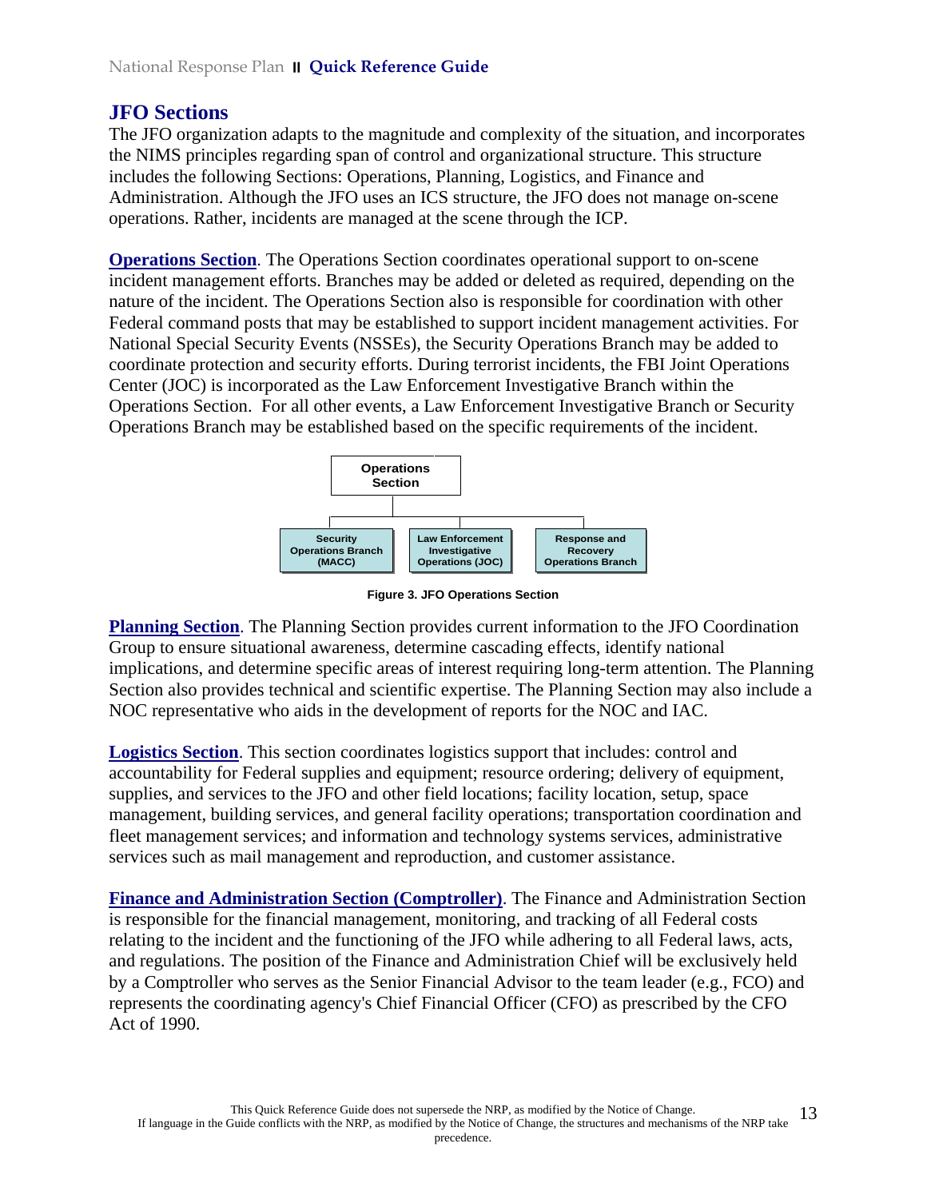## JFO Sections

The JFO organization adapts to the magnitude and complexity of the situation, and incorporates the NIMS principles regarding span of control and organizational structure. This structure includes the following Sections: Operations, Planning, Logistics, and Finance and Administration. Although the JFO uses an ICS structure, the JFO does not manage on-scene operations. Rather, incidents are managed at the scene through the ICP.

**Operations Section**. The Operations Section coordinates operational support to on-scene incident management efforts. Branches may be added or deleted as required, depending on the nature of the incident. The Operations Section also is responsible for coordination with other Federal command posts that may be established to support incident management activities. For National Special Security Events (NSSEs), the Security Operations Branch may be added to coordinate protection and security efforts. During terrorist incidents, the FBI Joint Operations Center (JOC) is incorporated as the Law Enforcement Investigative Branch within the Operations Section. For all other events, a Law Enforcement Investigative Branch or Security Operations Branch may be established based on the specific requirements of the incident.

- Operations Section
  - Security Operations Branch (MACC)
  - Law Enforcement Investigative Operations (JOC)
  - Response and Recovery Operations Branch

Figure 3. JFO Operations Section

**Planning Section**. The Planning Section provides current information to the JFO Coordination Group to ensure situational awareness, determine cascading effects, identify national implications, and determine specific areas of interest requiring long-term attention. The Planning Section also provides technical and scientific expertise. The Planning Section may also include a NOC representative who aids in the development of reports for the NOC and IAC.

**Logistics Section**. This section coordinates logistics support that includes: control and accountability for Federal supplies and equipment; resource ordering; delivery of equipment, supplies, and services to the JFO and other field locations; facility location, setup, space management, building services, and general facility operations; transportation coordination and fleet management services; and information and technology systems services, administrative services such as mail management and reproduction, and customer assistance.

**Finance and Administration Section (Comptroller)**. The Finance and Administration Section is responsible for the financial management, monitoring, and tracking of all Federal costs relating to the incident and the functioning of the JFO while adhering to all Federal laws, acts, and regulations. The position of the Finance and Administration Chief will be exclusively held by a Comptroller who serves as the Senior Financial Advisor to the team leader (e.g., FCO) and represents the coordinating agency's Chief Financial Officer (CFO) as prescribed by the CFO Act of 1990.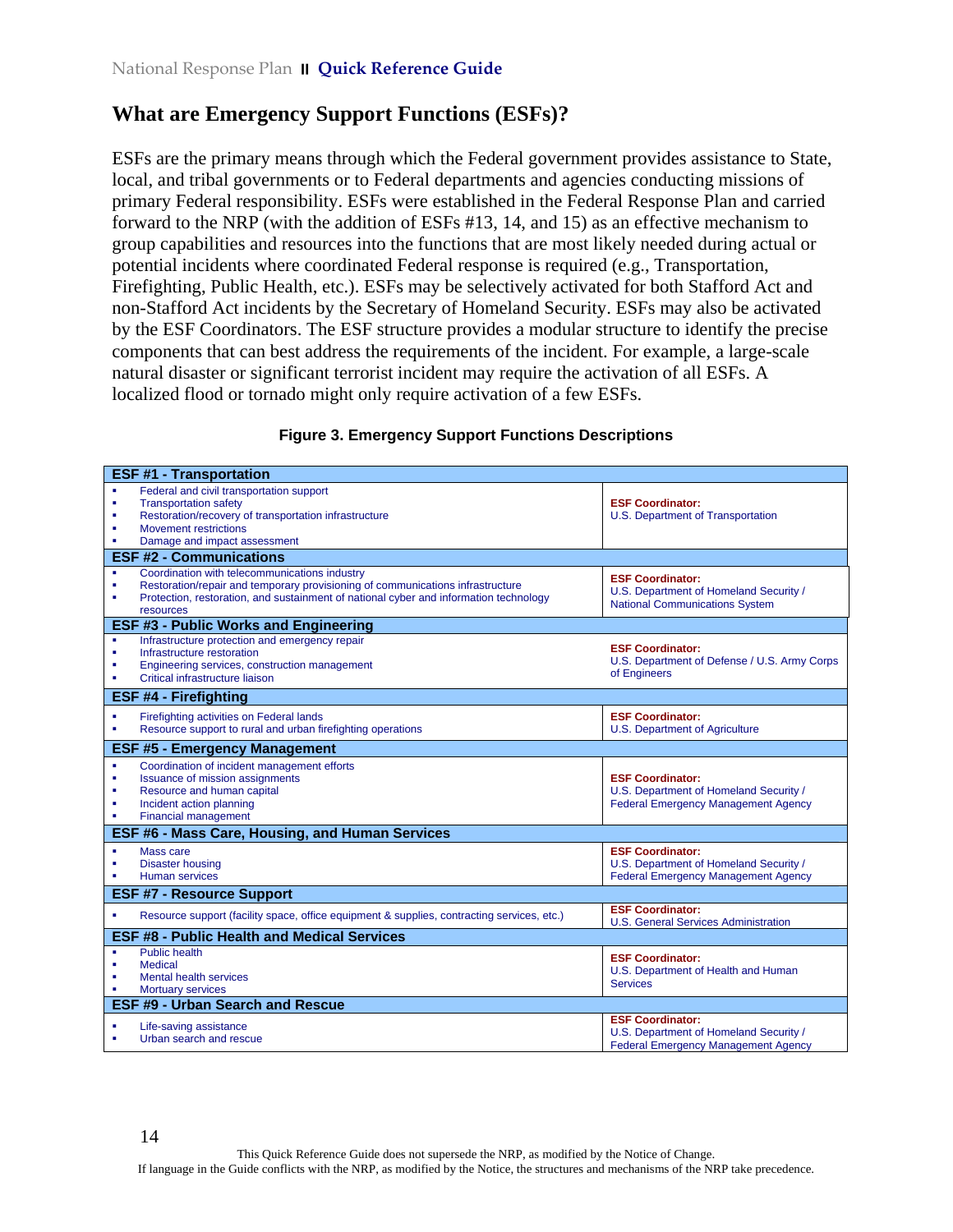## What are Emergency Support Functions (ESFs)?

ESFs are the primary means through which the Federal government provides assistance to State, local, and tribal governments or to Federal departments and agencies conducting missions of primary Federal responsibility. ESFs were established in the Federal Response Plan and carried forward to the NRP (with the addition of ESFs #13, 14, and 15) as an effective mechanism to group capabilities and resources into the functions that are most likely needed during actual or potential incidents where coordinated Federal response is required (e.g., Transportation, Firefighting, Public Health, etc.). ESFs may be selectively activated for both Stafford Act and non-Stafford Act incidents by the Secretary of Homeland Security. ESFs may also be activated by the ESF Coordinators. The ESF structure provides a modular structure to identify the precise components that can best address the requirements of the incident. For example, a large-scale natural disaster or significant terrorist incident may require the activation of all ESFs. A localized flood or tornado might only require activation of a few ESFs.

**Figure 3. Emergency Support Functions Descriptions**

| ESF | Functions | ESF Coordinator |
|---|---|---|
| **ESF #1 - Transportation** | Federal and civil transportation support; Transportation safety; Restoration/recovery of transportation infrastructure; Movement restrictions; Damage and impact assessment | U.S. Department of Transportation |
| **ESF #2 - Communications** | Coordination with telecommunications industry; Restoration/repair and temporary provisioning of communications infrastructure; Protection, restoration, and sustainment of national cyber and information technology resources | U.S. Department of Homeland Security / National Communications System |
| **ESF #3 - Public Works and Engineering** | Infrastructure protection and emergency repair; Infrastructure restoration; Engineering services, construction management; Critical infrastructure liaison | U.S. Department of Defense / U.S. Army Corps of Engineers |
| **ESF #4 - Firefighting** | Firefighting activities on Federal lands; Resource support to rural and urban firefighting operations | U.S. Department of Agriculture |
| **ESF #5 - Emergency Management** | Coordination of incident management efforts; Issuance of mission assignments; Resource and human capital; Incident action planning; Financial management | U.S. Department of Homeland Security / Federal Emergency Management Agency |
| **ESF #6 - Mass Care, Housing, and Human Services** | Mass care; Disaster housing; Human services | U.S. Department of Homeland Security / Federal Emergency Management Agency |
| **ESF #7 - Resource Support** | Resource support (facility space, office equipment & supplies, contracting services, etc.) | U.S. General Services Administration |
| **ESF #8 - Public Health and Medical Services** | Public health; Medical; Mental health services; Mortuary services | U.S. Department of Health and Human Services |
| **ESF #9 - Urban Search and Rescue** | Life-saving assistance; Urban search and rescue | U.S. Department of Homeland Security / Federal Emergency Management Agency |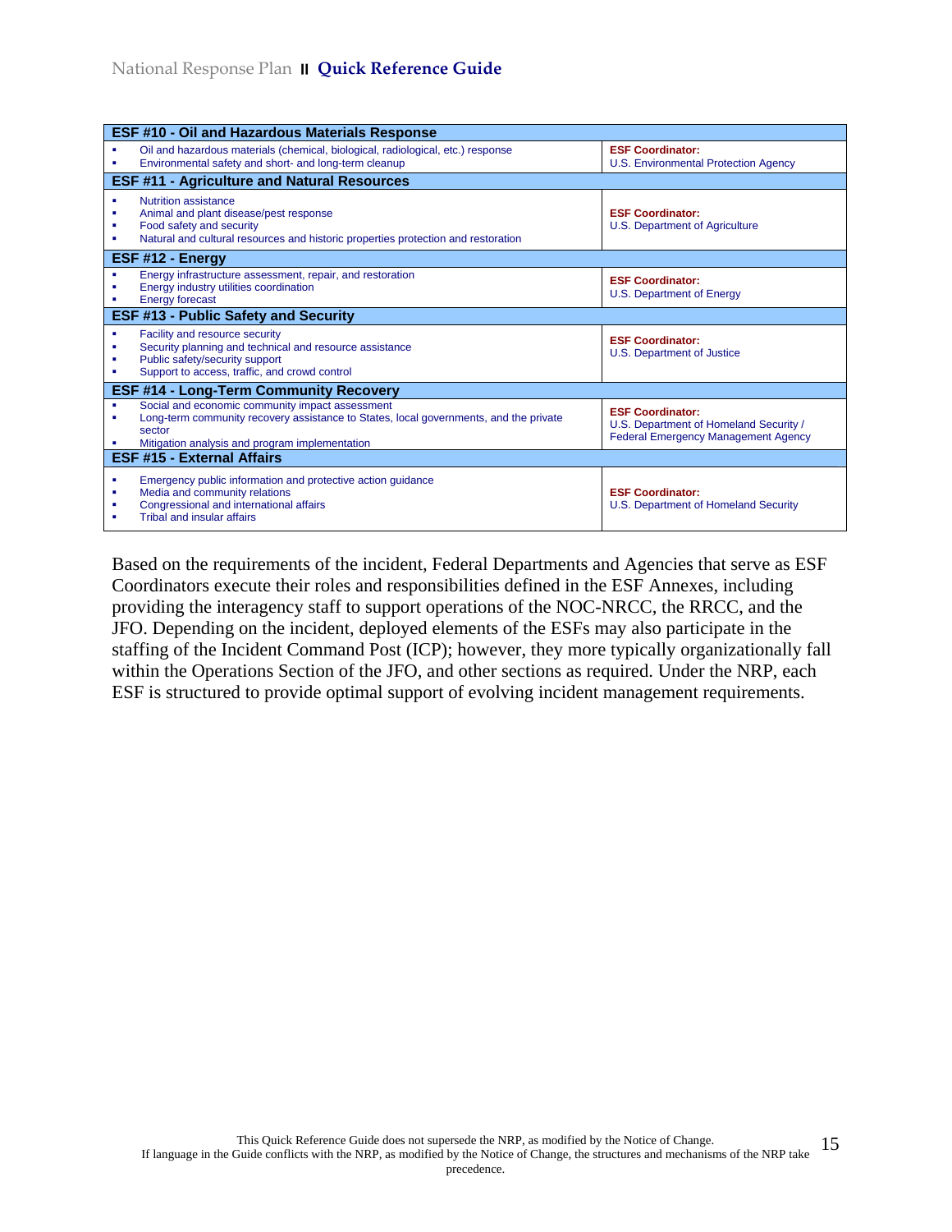| ESF #10 - Oil and Hazardous Materials Response | |
|---|---|
| ▪ Oil and hazardous materials (chemical, biological, radiological, etc.) response<br>▪ Environmental safety and short- and long-term cleanup | **ESF Coordinator:**<br>U.S. Environmental Protection Agency |
| **ESF #11 - Agriculture and Natural Resources** | |
| ▪ Nutrition assistance<br>▪ Animal and plant disease/pest response<br>▪ Food safety and security<br>▪ Natural and cultural resources and historic properties protection and restoration | **ESF Coordinator:**<br>U.S. Department of Agriculture |
| **ESF #12 - Energy** | |
| ▪ Energy infrastructure assessment, repair, and restoration<br>▪ Energy industry utilities coordination<br>▪ Energy forecast | **ESF Coordinator:**<br>U.S. Department of Energy |
| **ESF #13 - Public Safety and Security** | |
| ▪ Facility and resource security<br>▪ Security planning and technical and resource assistance<br>▪ Public safety/security support<br>▪ Support to access, traffic, and crowd control | **ESF Coordinator:**<br>U.S. Department of Justice |
| **ESF #14 - Long-Term Community Recovery** | |
| ▪ Social and economic community impact assessment<br>▪ Long-term community recovery assistance to States, local governments, and the private sector<br>▪ Mitigation analysis and program implementation | **ESF Coordinator:**<br>U.S. Department of Homeland Security / Federal Emergency Management Agency |
| **ESF #15 - External Affairs** | |
| ▪ Emergency public information and protective action guidance<br>▪ Media and community relations<br>▪ Congressional and international affairs<br>▪ Tribal and insular affairs | **ESF Coordinator:**<br>U.S. Department of Homeland Security |

Based on the requirements of the incident, Federal Departments and Agencies that serve as ESF Coordinators execute their roles and responsibilities defined in the ESF Annexes, including providing the interagency staff to support operations of the NOC-NRCC, the RRCC, and the JFO. Depending on the incident, deployed elements of the ESFs may also participate in the staffing of the Incident Command Post (ICP); however, they more typically organizationally fall within the Operations Section of the JFO, and other sections as required. Under the NRP, each ESF is structured to provide optimal support of evolving incident management requirements.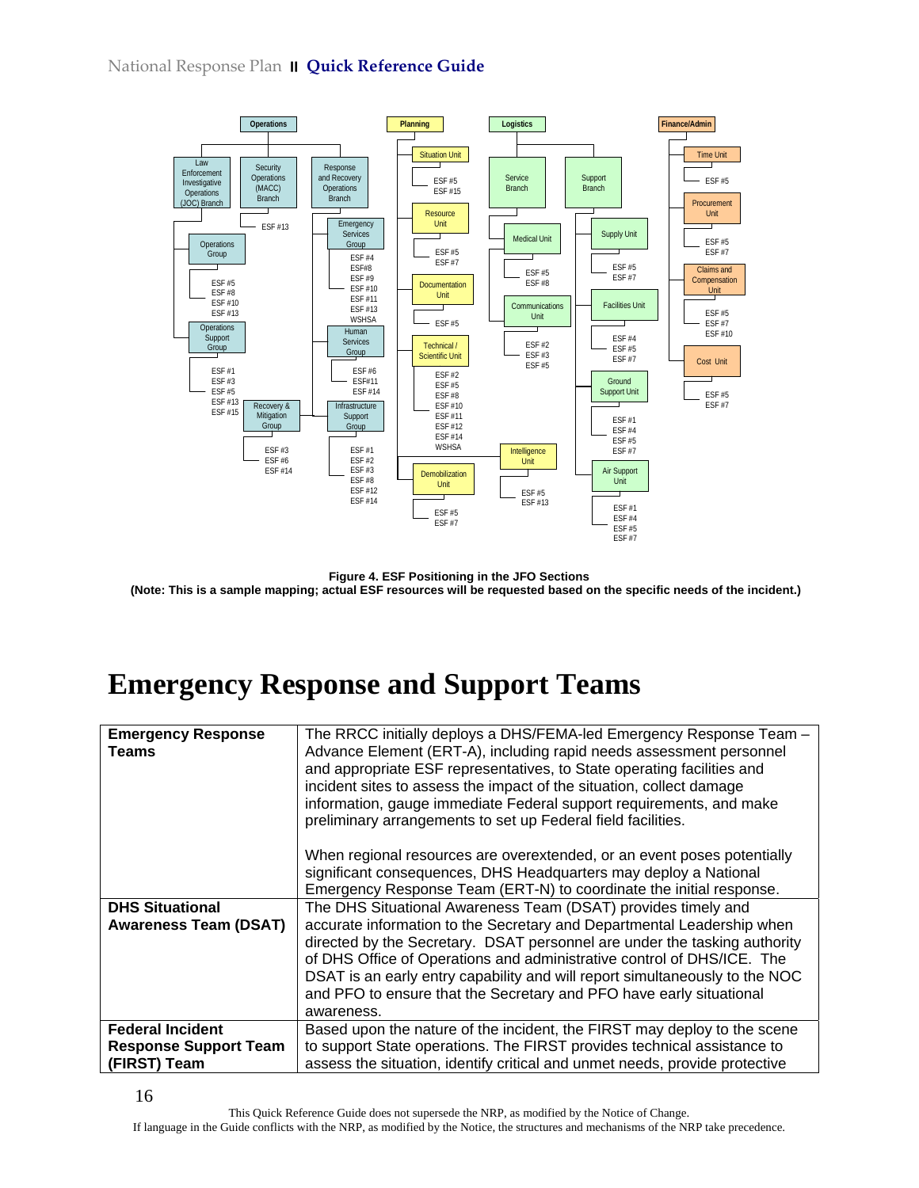**Operations**

- Law Enforcement Investigative Operations (JOC) Branch
  - Operations Group: ESF #5, ESF #8, ESF #10, ESF #13
  - Operations Support Group: ESF #1, ESF #3, ESF #5, ESF #13, ESF #15
- Security Operations (MACC) Branch: ESF #13
- Response and Recovery Operations Branch
  - Emergency Services Group: ESF #4, ESF#8, ESF #9, ESF #10, ESF #11, ESF #13, WSHSA
  - Human Services Group: ESF #6, ESF#11, ESF #14
  - Recovery & Mitigation Group: ESF #3, ESF #6, ESF #14
  - Infrastructure Support Group: ESF #1, ESF #2, ESF #3, ESF #8, ESF #12, ESF #14

**Planning**

- Situation Unit: ESF #5, ESF #15
- Resource Unit: ESF #5, ESF #7
- Documentation Unit: ESF #5
- Technical / Scientific Unit: ESF #2, ESF #5, ESF #8, ESF #10, ESF #11, ESF #12, ESF #14, WSHSA
- Intelligence Unit: ESF #5, ESF #13
- Demobilization Unit: ESF #5, ESF #7

**Logistics**

- Service Branch
  - Medical Unit: ESF #5, ESF #8
  - Communications Unit: ESF #2, ESF #3, ESF #5
- Support Branch
  - Supply Unit: ESF #5, ESF #7
  - Facilities Unit: ESF #4, ESF #5, ESF #7
  - Ground Support Unit: ESF #1, ESF #4, ESF #5, ESF #7
  - Air Support Unit: ESF #1, ESF #4, ESF #5, ESF #7

**Finance/Admin**

- Time Unit: ESF #5
- Procurement Unit: ESF #5, ESF #7
- Claims and Compensation Unit: ESF #5, ESF #7, ESF #10
- Cost Unit: ESF #5, ESF #7

**Figure 4. ESF Positioning in the JFO Sections**
**(Note: This is a sample mapping; actual ESF resources will be requested based on the specific needs of the incident.)**

# Emergency Response and Support Teams

| | |
|---|---|
| **Emergency Response Teams** | The RRCC initially deploys a DHS/FEMA-led Emergency Response Team – Advance Element (ERT-A), including rapid needs assessment personnel and appropriate ESF representatives, to State operating facilities and incident sites to assess the impact of the situation, collect damage information, gauge immediate Federal support requirements, and make preliminary arrangements to set up Federal field facilities.<br><br>When regional resources are overextended, or an event poses potentially significant consequences, DHS Headquarters may deploy a National Emergency Response Team (ERT-N) to coordinate the initial response. |
| **DHS Situational Awareness Team (DSAT)** | The DHS Situational Awareness Team (DSAT) provides timely and accurate information to the Secretary and Departmental Leadership when directed by the Secretary. DSAT personnel are under the tasking authority of DHS Office of Operations and administrative control of DHS/ICE. The DSAT is an early entry capability and will report simultaneously to the NOC and PFO to ensure that the Secretary and PFO have early situational awareness. |
| **Federal Incident Response Support Team (FIRST) Team** | Based upon the nature of the incident, the FIRST may deploy to the scene to support State operations. The FIRST provides technical assistance to assess the situation, identify critical and unmet needs, provide protective |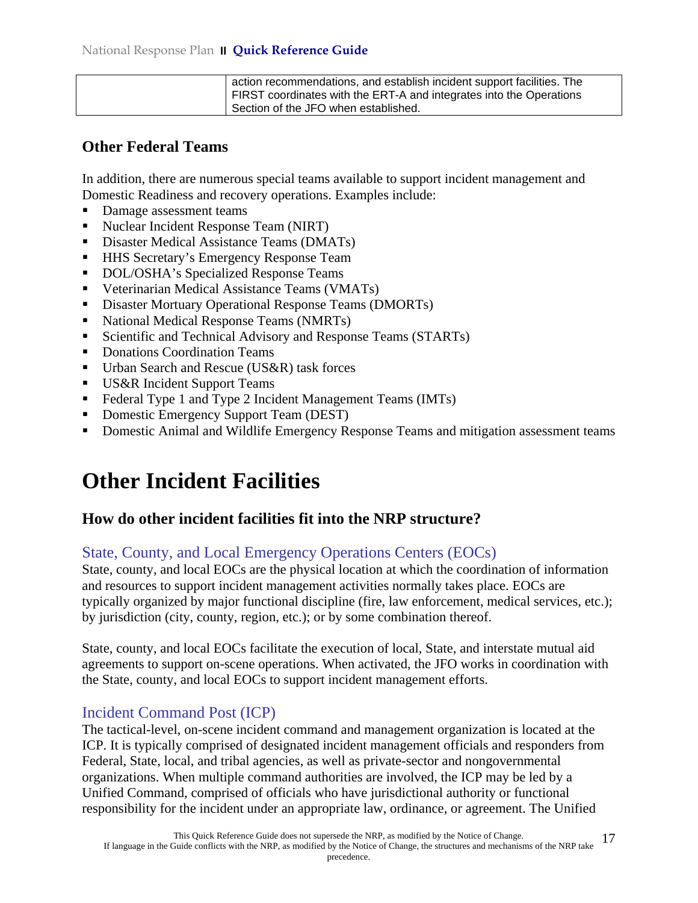| | action recommendations, and establish incident support facilities. The FIRST coordinates with the ERT-A and integrates into the Operations Section of the JFO when established. |
|---|---|

### Other Federal Teams

In addition, there are numerous special teams available to support incident management and Domestic Readiness and recovery operations. Examples include:

- Damage assessment teams
- Nuclear Incident Response Team (NIRT)
- Disaster Medical Assistance Teams (DMATs)
- HHS Secretary's Emergency Response Team
- DOL/OSHA's Specialized Response Teams
- Veterinarian Medical Assistance Teams (VMATs)
- Disaster Mortuary Operational Response Teams (DMORTs)
- National Medical Response Teams (NMRTs)
- Scientific and Technical Advisory and Response Teams (STARTs)
- Donations Coordination Teams
- Urban Search and Rescue (US&R) task forces
- US&R Incident Support Teams
- Federal Type 1 and Type 2 Incident Management Teams (IMTs)
- Domestic Emergency Support Team (DEST)
- Domestic Animal and Wildlife Emergency Response Teams and mitigation assessment teams

# Other Incident Facilities

### How do other incident facilities fit into the NRP structure?

#### State, County, and Local Emergency Operations Centers (EOCs)

State, county, and local EOCs are the physical location at which the coordination of information and resources to support incident management activities normally takes place. EOCs are typically organized by major functional discipline (fire, law enforcement, medical services, etc.); by jurisdiction (city, county, region, etc.); or by some combination thereof.

State, county, and local EOCs facilitate the execution of local, State, and interstate mutual aid agreements to support on-scene operations. When activated, the JFO works in coordination with the State, county, and local EOCs to support incident management efforts.

#### Incident Command Post (ICP)

The tactical-level, on-scene incident command and management organization is located at the ICP. It is typically comprised of designated incident management officials and responders from Federal, State, local, and tribal agencies, as well as private-sector and nongovernmental organizations. When multiple command authorities are involved, the ICP may be led by a Unified Command, comprised of officials who have jurisdictional authority or functional responsibility for the incident under an appropriate law, ordinance, or agreement. The Unified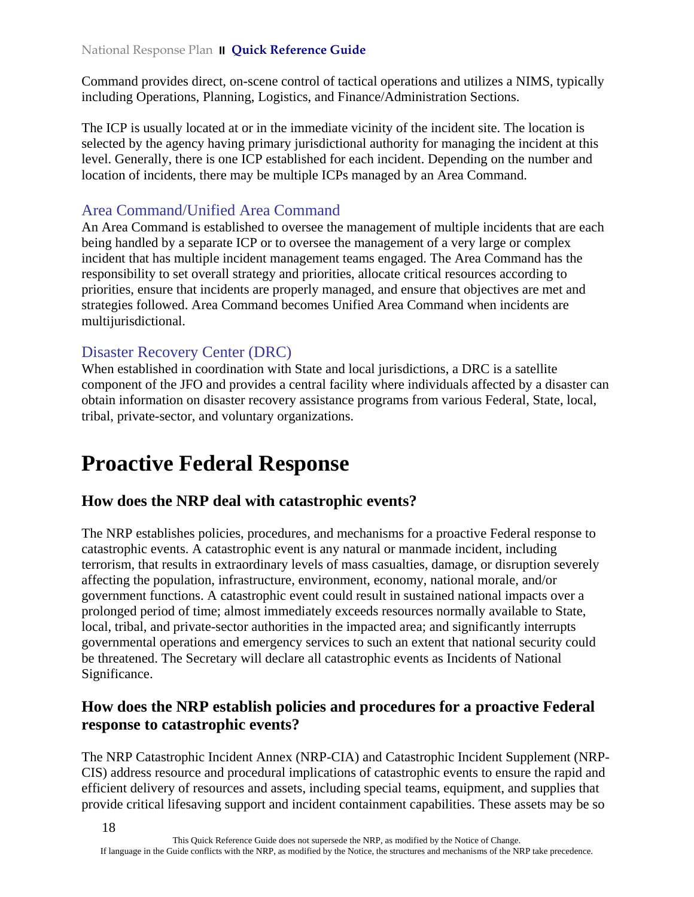Command provides direct, on-scene control of tactical operations and utilizes a NIMS, typically including Operations, Planning, Logistics, and Finance/Administration Sections.

The ICP is usually located at or in the immediate vicinity of the incident site. The location is selected by the agency having primary jurisdictional authority for managing the incident at this level. Generally, there is one ICP established for each incident. Depending on the number and location of incidents, there may be multiple ICPs managed by an Area Command.

### Area Command/Unified Area Command

An Area Command is established to oversee the management of multiple incidents that are each being handled by a separate ICP or to oversee the management of a very large or complex incident that has multiple incident management teams engaged. The Area Command has the responsibility to set overall strategy and priorities, allocate critical resources according to priorities, ensure that incidents are properly managed, and ensure that objectives are met and strategies followed. Area Command becomes Unified Area Command when incidents are multijurisdictional.

### Disaster Recovery Center (DRC)

When established in coordination with State and local jurisdictions, a DRC is a satellite component of the JFO and provides a central facility where individuals affected by a disaster can obtain information on disaster recovery assistance programs from various Federal, State, local, tribal, private-sector, and voluntary organizations.

# Proactive Federal Response

## How does the NRP deal with catastrophic events?

The NRP establishes policies, procedures, and mechanisms for a proactive Federal response to catastrophic events. A catastrophic event is any natural or manmade incident, including terrorism, that results in extraordinary levels of mass casualties, damage, or disruption severely affecting the population, infrastructure, environment, economy, national morale, and/or government functions. A catastrophic event could result in sustained national impacts over a prolonged period of time; almost immediately exceeds resources normally available to State, local, tribal, and private-sector authorities in the impacted area; and significantly interrupts governmental operations and emergency services to such an extent that national security could be threatened. The Secretary will declare all catastrophic events as Incidents of National Significance.

## How does the NRP establish policies and procedures for a proactive Federal response to catastrophic events?

The NRP Catastrophic Incident Annex (NRP-CIA) and Catastrophic Incident Supplement (NRP-CIS) address resource and procedural implications of catastrophic events to ensure the rapid and efficient delivery of resources and assets, including special teams, equipment, and supplies that provide critical lifesaving support and incident containment capabilities. These assets may be so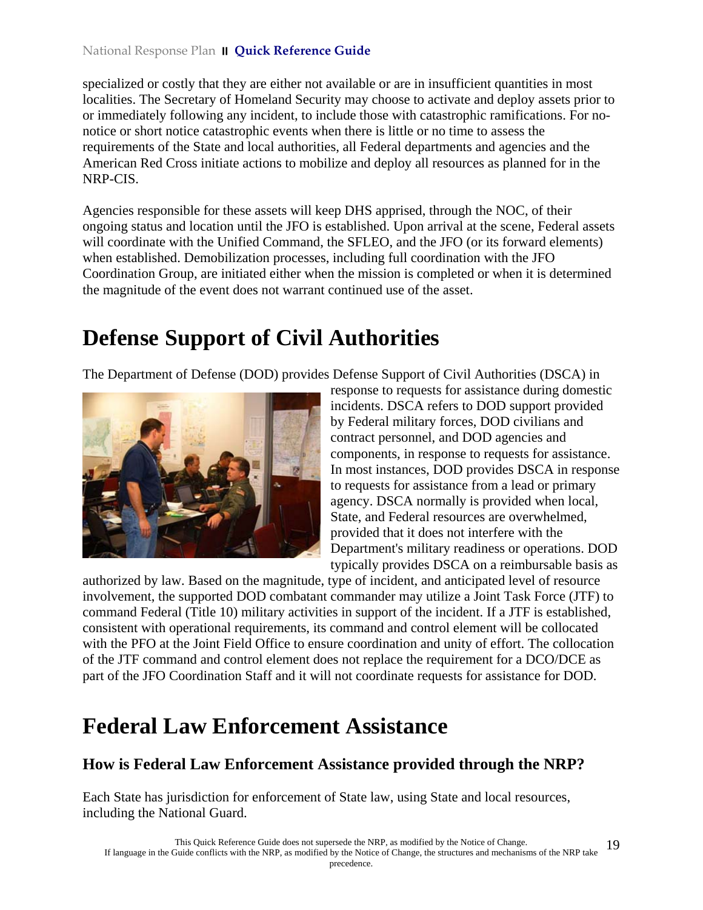specialized or costly that they are either not available or are in insufficient quantities in most localities. The Secretary of Homeland Security may choose to activate and deploy assets prior to or immediately following any incident, to include those with catastrophic ramifications. For no-notice or short notice catastrophic events when there is little or no time to assess the requirements of the State and local authorities, all Federal departments and agencies and the American Red Cross initiate actions to mobilize and deploy all resources as planned for in the NRP-CIS.

Agencies responsible for these assets will keep DHS apprised, through the NOC, of their ongoing status and location until the JFO is established. Upon arrival at the scene, Federal assets will coordinate with the Unified Command, the SFLEO, and the JFO (or its forward elements) when established. Demobilization processes, including full coordination with the JFO Coordination Group, are initiated either when the mission is completed or when it is determined the magnitude of the event does not warrant continued use of the asset.

# Defense Support of Civil Authorities

The Department of Defense (DOD) provides Defense Support of Civil Authorities (DSCA) in response to requests for assistance during domestic incidents. DSCA refers to DOD support provided by Federal military forces, DOD civilians and contract personnel, and DOD agencies and components, in response to requests for assistance. In most instances, DOD provides DSCA in response to requests for assistance from a lead or primary agency. DSCA normally is provided when local, State, and Federal resources are overwhelmed, provided that it does not interfere with the Department's military readiness or operations. DOD typically provides DSCA on a reimbursable basis as authorized by law. Based on the magnitude, type of incident, and anticipated level of resource involvement, the supported DOD combatant commander may utilize a Joint Task Force (JTF) to command Federal (Title 10) military activities in support of the incident. If a JTF is established, consistent with operational requirements, its command and control element will be collocated with the PFO at the Joint Field Office to ensure coordination and unity of effort. The collocation of the JTF command and control element does not replace the requirement for a DCO/DCE as part of the JFO Coordination Staff and it will not coordinate requests for assistance for DOD.

# Federal Law Enforcement Assistance

## How is Federal Law Enforcement Assistance provided through the NRP?

Each State has jurisdiction for enforcement of State law, using State and local resources, including the National Guard.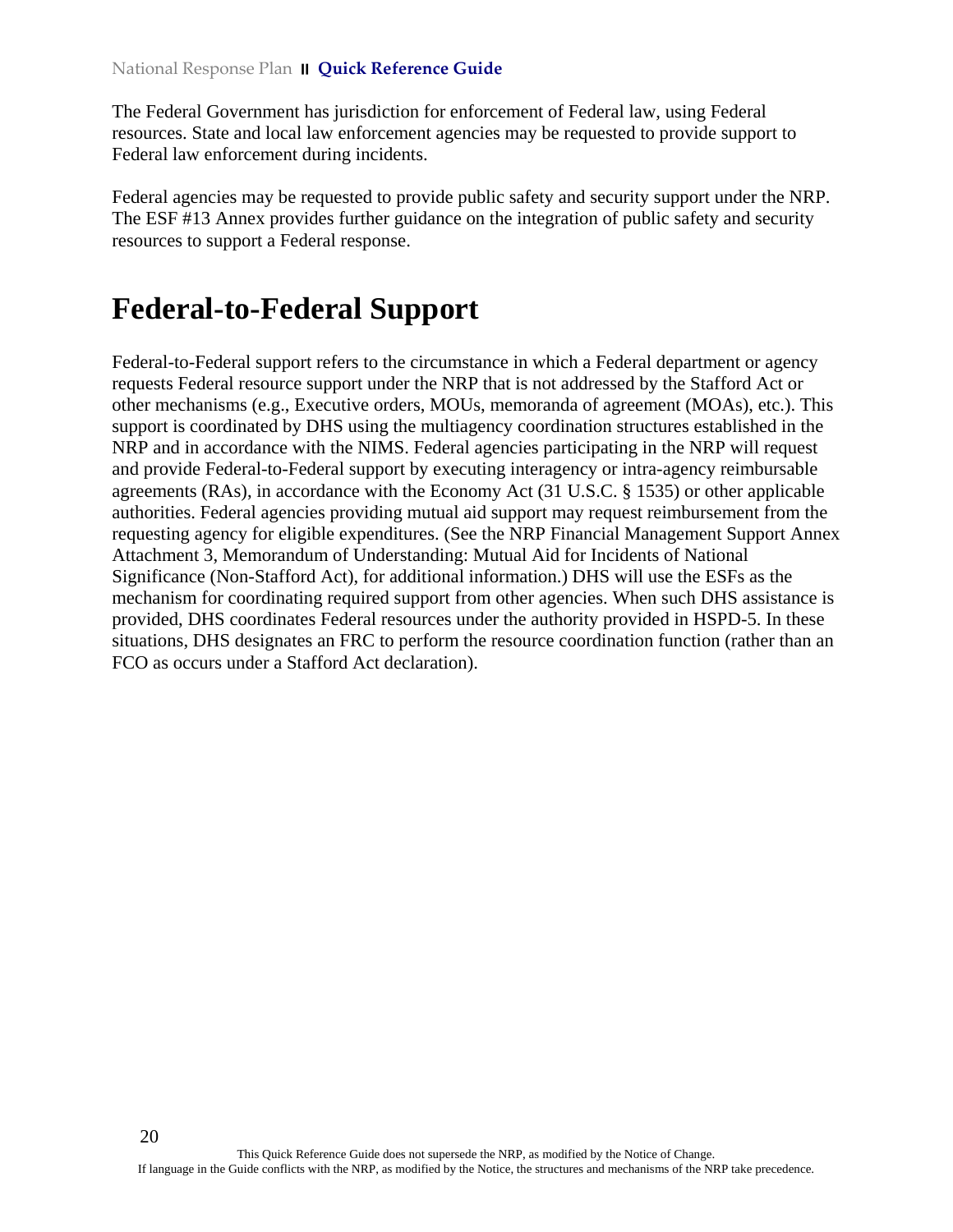The Federal Government has jurisdiction for enforcement of Federal law, using Federal resources. State and local law enforcement agencies may be requested to provide support to Federal law enforcement during incidents.

Federal agencies may be requested to provide public safety and security support under the NRP. The ESF #13 Annex provides further guidance on the integration of public safety and security resources to support a Federal response.

# Federal-to-Federal Support

Federal-to-Federal support refers to the circumstance in which a Federal department or agency requests Federal resource support under the NRP that is not addressed by the Stafford Act or other mechanisms (e.g., Executive orders, MOUs, memoranda of agreement (MOAs), etc.). This support is coordinated by DHS using the multiagency coordination structures established in the NRP and in accordance with the NIMS. Federal agencies participating in the NRP will request and provide Federal-to-Federal support by executing interagency or intra-agency reimbursable agreements (RAs), in accordance with the Economy Act (31 U.S.C. § 1535) or other applicable authorities. Federal agencies providing mutual aid support may request reimbursement from the requesting agency for eligible expenditures. (See the NRP Financial Management Support Annex Attachment 3, Memorandum of Understanding: Mutual Aid for Incidents of National Significance (Non-Stafford Act), for additional information.) DHS will use the ESFs as the mechanism for coordinating required support from other agencies. When such DHS assistance is provided, DHS coordinates Federal resources under the authority provided in HSPD-5. In these situations, DHS designates an FRC to perform the resource coordination function (rather than an FCO as occurs under a Stafford Act declaration).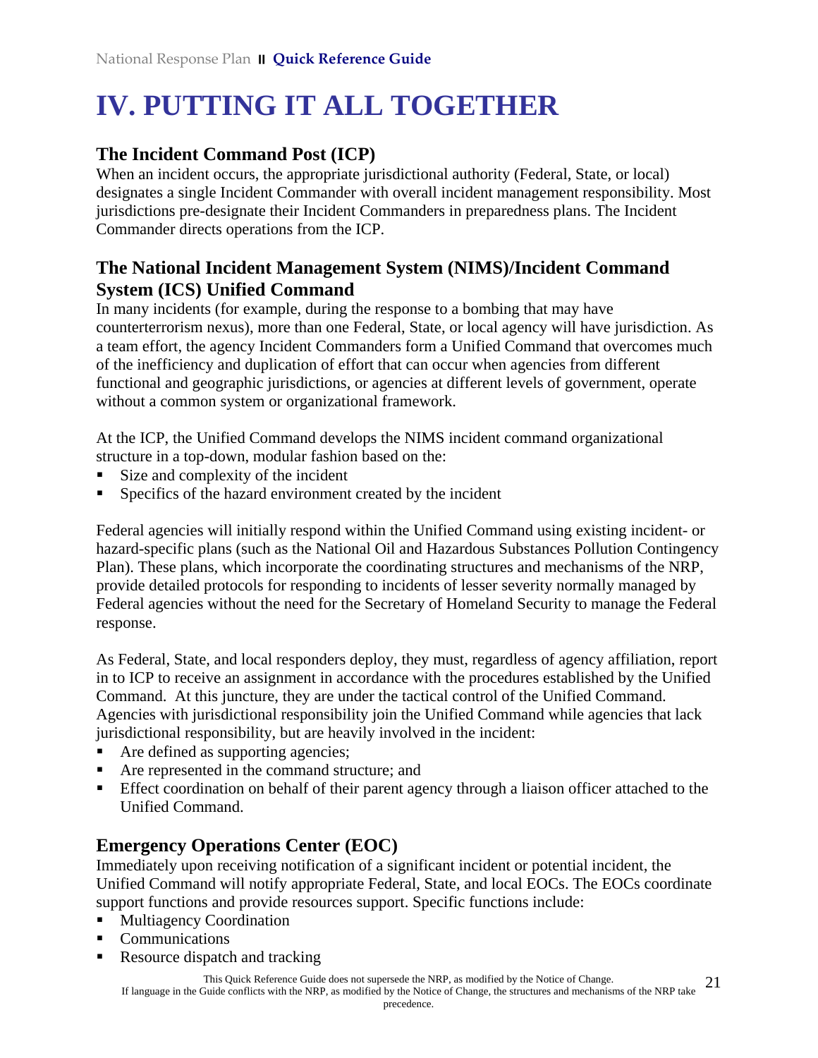# IV. PUTTING IT ALL TOGETHER

## The Incident Command Post (ICP)

When an incident occurs, the appropriate jurisdictional authority (Federal, State, or local) designates a single Incident Commander with overall incident management responsibility. Most jurisdictions pre-designate their Incident Commanders in preparedness plans. The Incident Commander directs operations from the ICP.

## The National Incident Management System (NIMS)/Incident Command System (ICS) Unified Command

In many incidents (for example, during the response to a bombing that may have counterterrorism nexus), more than one Federal, State, or local agency will have jurisdiction. As a team effort, the agency Incident Commanders form a Unified Command that overcomes much of the inefficiency and duplication of effort that can occur when agencies from different functional and geographic jurisdictions, or agencies at different levels of government, operate without a common system or organizational framework.

At the ICP, the Unified Command develops the NIMS incident command organizational structure in a top-down, modular fashion based on the:

- Size and complexity of the incident
- Specifics of the hazard environment created by the incident

Federal agencies will initially respond within the Unified Command using existing incident- or hazard-specific plans (such as the National Oil and Hazardous Substances Pollution Contingency Plan). These plans, which incorporate the coordinating structures and mechanisms of the NRP, provide detailed protocols for responding to incidents of lesser severity normally managed by Federal agencies without the need for the Secretary of Homeland Security to manage the Federal response.

As Federal, State, and local responders deploy, they must, regardless of agency affiliation, report in to ICP to receive an assignment in accordance with the procedures established by the Unified Command. At this juncture, they are under the tactical control of the Unified Command. Agencies with jurisdictional responsibility join the Unified Command while agencies that lack jurisdictional responsibility, but are heavily involved in the incident:

- Are defined as supporting agencies;
- Are represented in the command structure; and
- Effect coordination on behalf of their parent agency through a liaison officer attached to the Unified Command.

## Emergency Operations Center (EOC)

Immediately upon receiving notification of a significant incident or potential incident, the Unified Command will notify appropriate Federal, State, and local EOCs. The EOCs coordinate support functions and provide resources support. Specific functions include:

- Multiagency Coordination
- Communications
- Resource dispatch and tracking

This Quick Reference Guide does not supersede the NRP, as modified by the Notice of Change. If language in the Guide conflicts with the NRP, as modified by the Notice of Change, the structures and mechanisms of the NRP take precedence.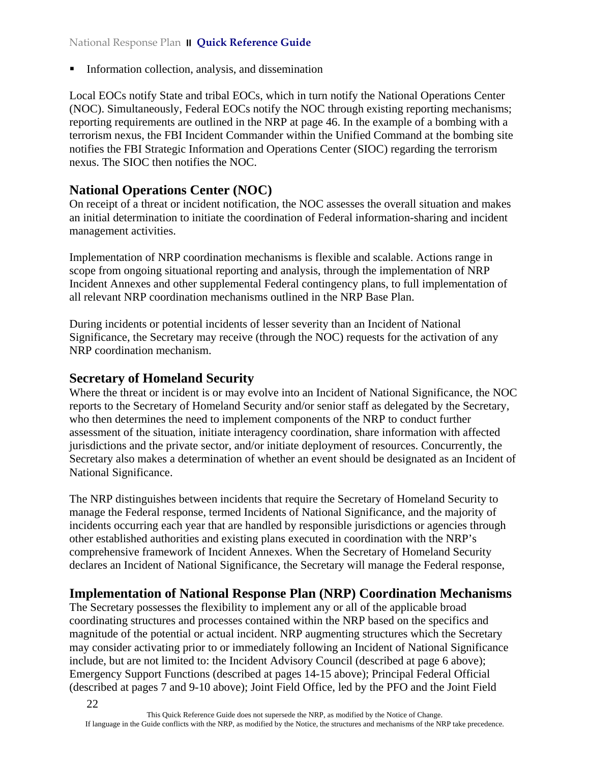- Information collection, analysis, and dissemination

Local EOCs notify State and tribal EOCs, which in turn notify the National Operations Center (NOC). Simultaneously, Federal EOCs notify the NOC through existing reporting mechanisms; reporting requirements are outlined in the NRP at page 46. In the example of a bombing with a terrorism nexus, the FBI Incident Commander within the Unified Command at the bombing site notifies the FBI Strategic Information and Operations Center (SIOC) regarding the terrorism nexus. The SIOC then notifies the NOC.

## National Operations Center (NOC)

On receipt of a threat or incident notification, the NOC assesses the overall situation and makes an initial determination to initiate the coordination of Federal information-sharing and incident management activities.

Implementation of NRP coordination mechanisms is flexible and scalable. Actions range in scope from ongoing situational reporting and analysis, through the implementation of NRP Incident Annexes and other supplemental Federal contingency plans, to full implementation of all relevant NRP coordination mechanisms outlined in the NRP Base Plan.

During incidents or potential incidents of lesser severity than an Incident of National Significance, the Secretary may receive (through the NOC) requests for the activation of any NRP coordination mechanism.

## Secretary of Homeland Security

Where the threat or incident is or may evolve into an Incident of National Significance, the NOC reports to the Secretary of Homeland Security and/or senior staff as delegated by the Secretary, who then determines the need to implement components of the NRP to conduct further assessment of the situation, initiate interagency coordination, share information with affected jurisdictions and the private sector, and/or initiate deployment of resources. Concurrently, the Secretary also makes a determination of whether an event should be designated as an Incident of National Significance.

The NRP distinguishes between incidents that require the Secretary of Homeland Security to manage the Federal response, termed Incidents of National Significance, and the majority of incidents occurring each year that are handled by responsible jurisdictions or agencies through other established authorities and existing plans executed in coordination with the NRP's comprehensive framework of Incident Annexes. When the Secretary of Homeland Security declares an Incident of National Significance, the Secretary will manage the Federal response,

## Implementation of National Response Plan (NRP) Coordination Mechanisms

The Secretary possesses the flexibility to implement any or all of the applicable broad coordinating structures and processes contained within the NRP based on the specifics and magnitude of the potential or actual incident. NRP augmenting structures which the Secretary may consider activating prior to or immediately following an Incident of National Significance include, but are not limited to: the Incident Advisory Council (described at page 6 above); Emergency Support Functions (described at pages 14-15 above); Principal Federal Official (described at pages 7 and 9-10 above); Joint Field Office, led by the PFO and the Joint Field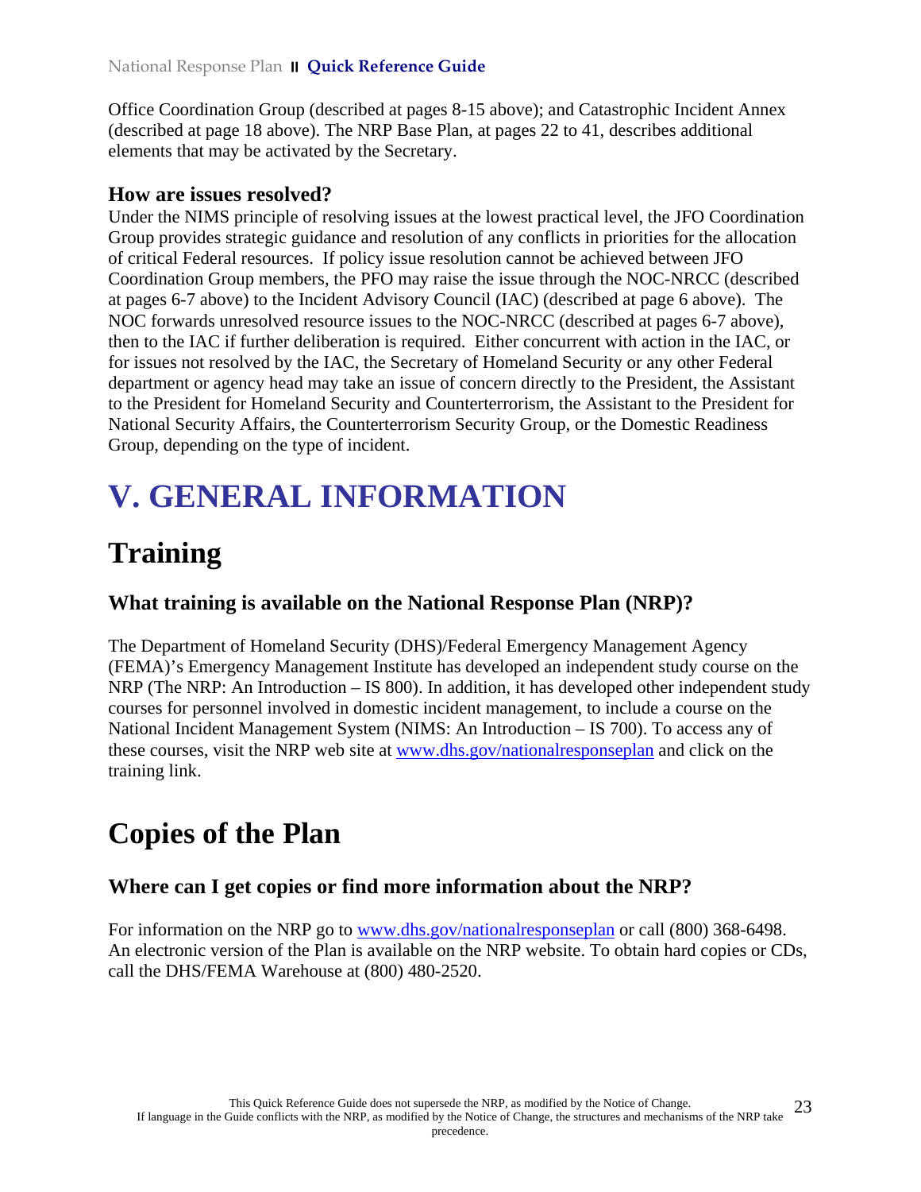Office Coordination Group (described at pages 8-15 above); and Catastrophic Incident Annex (described at page 18 above). The NRP Base Plan, at pages 22 to 41, describes additional elements that may be activated by the Secretary.

### How are issues resolved?

Under the NIMS principle of resolving issues at the lowest practical level, the JFO Coordination Group provides strategic guidance and resolution of any conflicts in priorities for the allocation of critical Federal resources. If policy issue resolution cannot be achieved between JFO Coordination Group members, the PFO may raise the issue through the NOC-NRCC (described at pages 6-7 above) to the Incident Advisory Council (IAC) (described at page 6 above). The NOC forwards unresolved resource issues to the NOC-NRCC (described at pages 6-7 above), then to the IAC if further deliberation is required. Either concurrent with action in the IAC, or for issues not resolved by the IAC, the Secretary of Homeland Security or any other Federal department or agency head may take an issue of concern directly to the President, the Assistant to the President for Homeland Security and Counterterrorism, the Assistant to the President for National Security Affairs, the Counterterrorism Security Group, or the Domestic Readiness Group, depending on the type of incident.

# V. GENERAL INFORMATION

## Training

### What training is available on the National Response Plan (NRP)?

The Department of Homeland Security (DHS)/Federal Emergency Management Agency (FEMA)'s Emergency Management Institute has developed an independent study course on the NRP (The NRP: An Introduction – IS 800). In addition, it has developed other independent study courses for personnel involved in domestic incident management, to include a course on the National Incident Management System (NIMS: An Introduction – IS 700). To access any of these courses, visit the NRP web site at www.dhs.gov/nationalresponseplan and click on the training link.

## Copies of the Plan

### Where can I get copies or find more information about the NRP?

For information on the NRP go to www.dhs.gov/nationalresponseplan or call (800) 368-6498. An electronic version of the Plan is available on the NRP website. To obtain hard copies or CDs, call the DHS/FEMA Warehouse at (800) 480-2520.